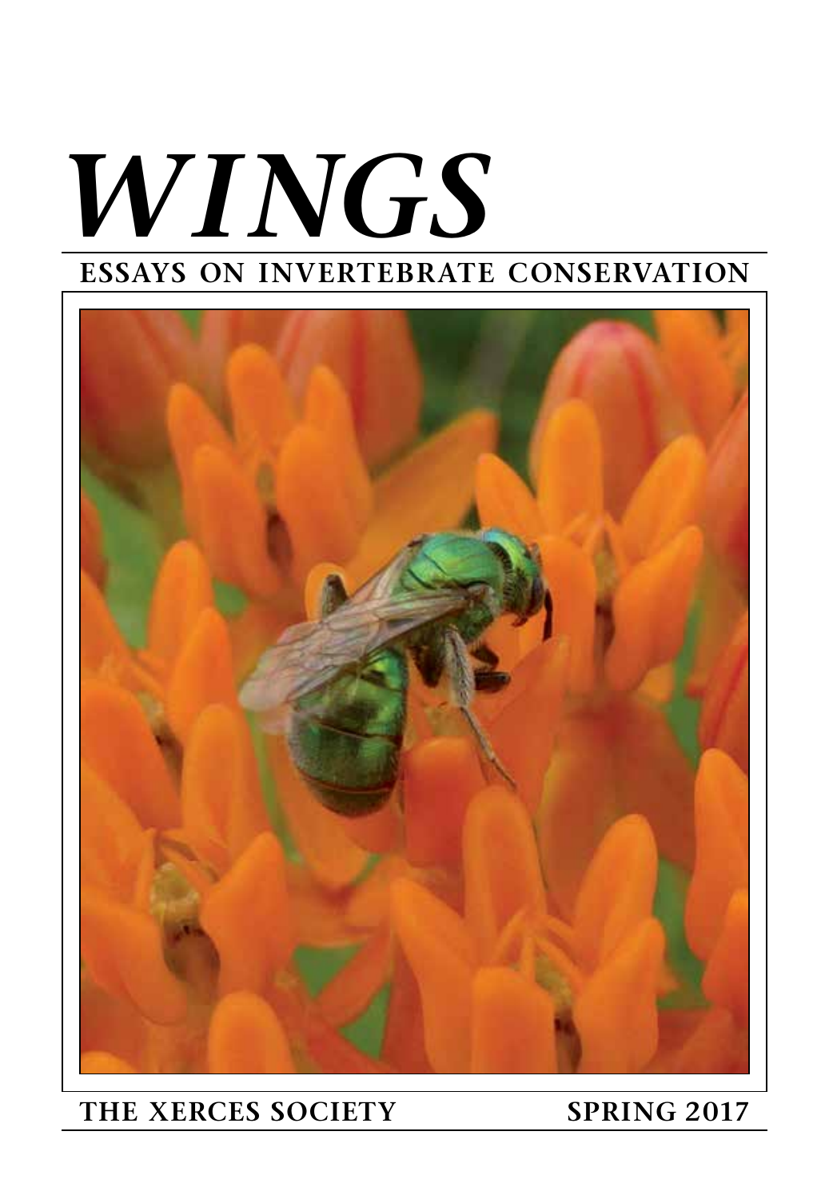# *WINGS*

**ESSAYS ON INVERTEBRATE CONSERVATION**

**THE XERCES SOCIETY** **SPRING 2017**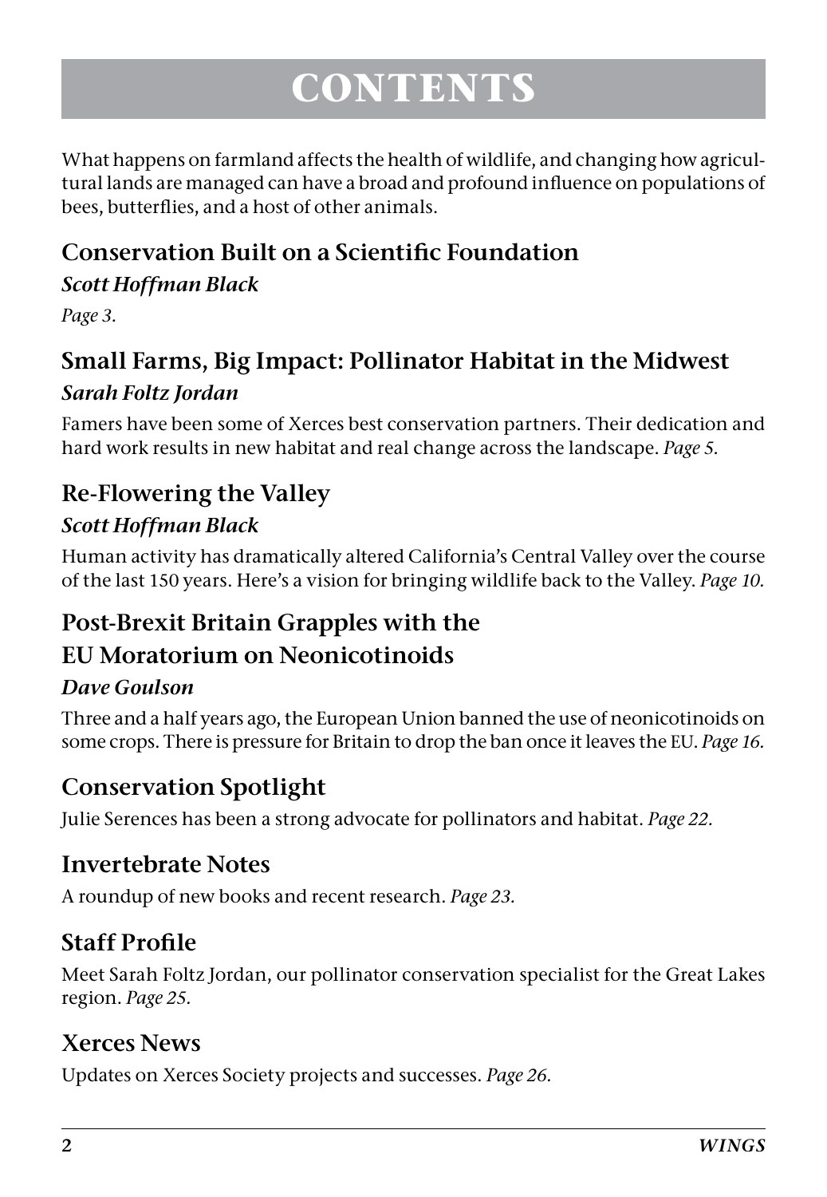# CONTENTS

What happens on farmland affects the health of wildlife, and changing how agricultural lands are managed can have a broad and profound influence on populations of bees, butterflies, and a host of other animals.

## Conservation Built on a Scientific Foundation

***Scott Hoffman Black***

*Page 3.*

## Small Farms, Big Impact: Pollinator Habitat in the Midwest

***Sarah Foltz Jordan***

Famers have been some of Xerces best conservation partners. Their dedication and hard work results in new habitat and real change across the landscape. *Page 5.*

## Re-Flowering the Valley

***Scott Hoffman Black***

Human activity has dramatically altered California's Central Valley over the course of the last 150 years. Here's a vision for bringing wildlife back to the Valley. *Page 10.*

## Post-Brexit Britain Grapples with the EU Moratorium on Neonicotinoids

***Dave Goulson***

Three and a half years ago, the European Union banned the use of neonicotinoids on some crops. There is pressure for Britain to drop the ban once it leaves the EU. *Page 16.*

## Conservation Spotlight

Julie Serences has been a strong advocate for pollinators and habitat. *Page 22.*

## Invertebrate Notes

A roundup of new books and recent research. *Page 23.*

## Staff Profile

Meet Sarah Foltz Jordan, our pollinator conservation specialist for the Great Lakes region. *Page 25.*

## Xerces News

Updates on Xerces Society projects and successes. *Page 26.*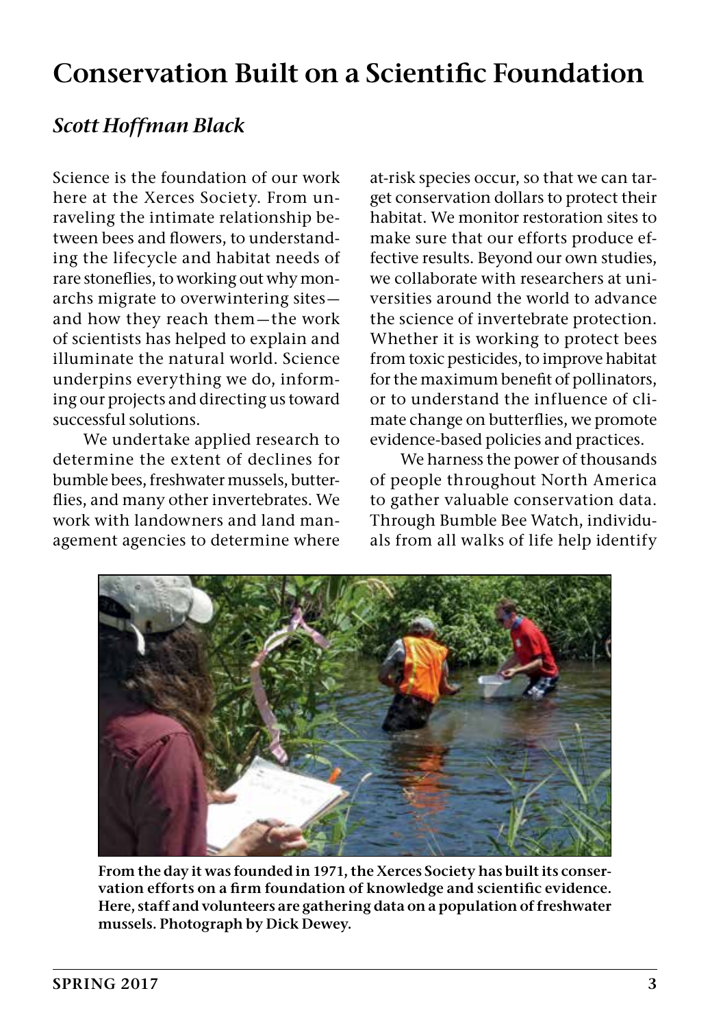# Conservation Built on a Scientific Foundation

## *Scott Hoffman Black*

Science is the foundation of our work here at the Xerces Society. From unraveling the intimate relationship between bees and flowers, to understanding the lifecycle and habitat needs of rare stoneflies, to working out why monarchs migrate to overwintering sites—and how they reach them—the work of scientists has helped to explain and illuminate the natural world. Science underpins everything we do, informing our projects and directing us toward successful solutions.

We undertake applied research to determine the extent of declines for bumble bees, freshwater mussels, butterflies, and many other invertebrates. We work with landowners and land management agencies to determine where at-risk species occur, so that we can target conservation dollars to protect their habitat. We monitor restoration sites to make sure that our efforts produce effective results. Beyond our own studies, we collaborate with researchers at universities around the world to advance the science of invertebrate protection. Whether it is working to protect bees from toxic pesticides, to improve habitat for the maximum benefit of pollinators, or to understand the influence of climate change on butterflies, we promote evidence-based policies and practices.

We harness the power of thousands of people throughout North America to gather valuable conservation data. Through Bumble Bee Watch, individuals from all walks of life help identify

**From the day it was founded in 1971, the Xerces Society has built its conservation efforts on a firm foundation of knowledge and scientific evidence. Here, staff and volunteers are gathering data on a population of freshwater mussels. Photograph by Dick Dewey.**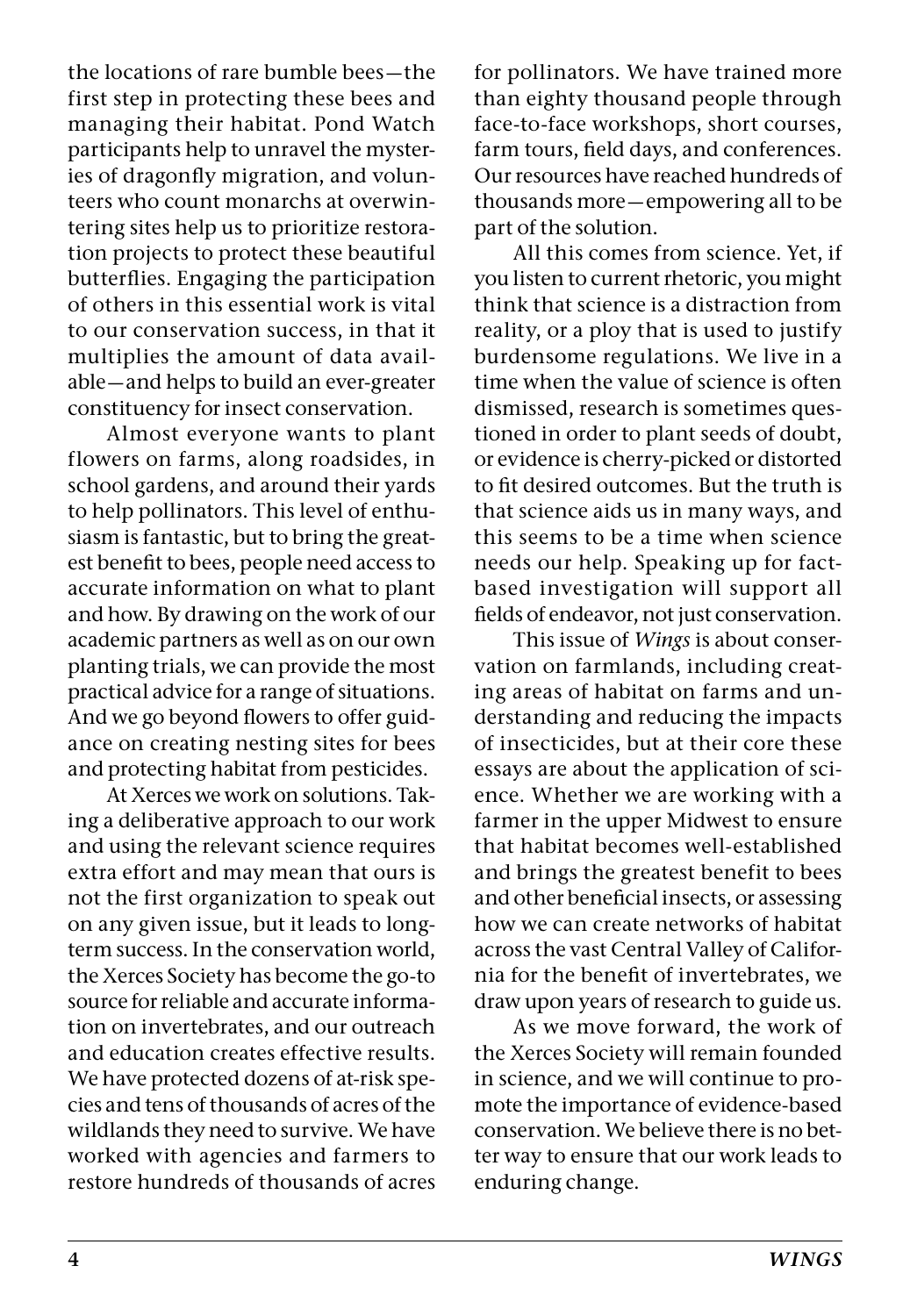the locations of rare bumble bees—the first step in protecting these bees and managing their habitat. Pond Watch participants help to unravel the mysteries of dragonfly migration, and volunteers who count monarchs at overwintering sites help us to prioritize restoration projects to protect these beautiful butterflies. Engaging the participation of others in this essential work is vital to our conservation success, in that it multiplies the amount of data available—and helps to build an ever-greater constituency for insect conservation.

Almost everyone wants to plant flowers on farms, along roadsides, in school gardens, and around their yards to help pollinators. This level of enthusiasm is fantastic, but to bring the greatest benefit to bees, people need access to accurate information on what to plant and how. By drawing on the work of our academic partners as well as on our own planting trials, we can provide the most practical advice for a range of situations. And we go beyond flowers to offer guidance on creating nesting sites for bees and protecting habitat from pesticides.

At Xerces we work on solutions. Taking a deliberative approach to our work and using the relevant science requires extra effort and may mean that ours is not the first organization to speak out on any given issue, but it leads to long-term success. In the conservation world, the Xerces Society has become the go-to source for reliable and accurate information on invertebrates, and our outreach and education creates effective results. We have protected dozens of at-risk species and tens of thousands of acres of the wildlands they need to survive. We have worked with agencies and farmers to restore hundreds of thousands of acres for pollinators. We have trained more than eighty thousand people through face-to-face workshops, short courses, farm tours, field days, and conferences. Our resources have reached hundreds of thousands more—empowering all to be part of the solution.

All this comes from science. Yet, if you listen to current rhetoric, you might think that science is a distraction from reality, or a ploy that is used to justify burdensome regulations. We live in a time when the value of science is often dismissed, research is sometimes questioned in order to plant seeds of doubt, or evidence is cherry-picked or distorted to fit desired outcomes. But the truth is that science aids us in many ways, and this seems to be a time when science needs our help. Speaking up for fact-based investigation will support all fields of endeavor, not just conservation.

This issue of *Wings* is about conservation on farmlands, including creating areas of habitat on farms and understanding and reducing the impacts of insecticides, but at their core these essays are about the application of science. Whether we are working with a farmer in the upper Midwest to ensure that habitat becomes well-established and brings the greatest benefit to bees and other beneficial insects, or assessing how we can create networks of habitat across the vast Central Valley of California for the benefit of invertebrates, we draw upon years of research to guide us.

As we move forward, the work of the Xerces Society will remain founded in science, and we will continue to promote the importance of evidence-based conservation. We believe there is no better way to ensure that our work leads to enduring change.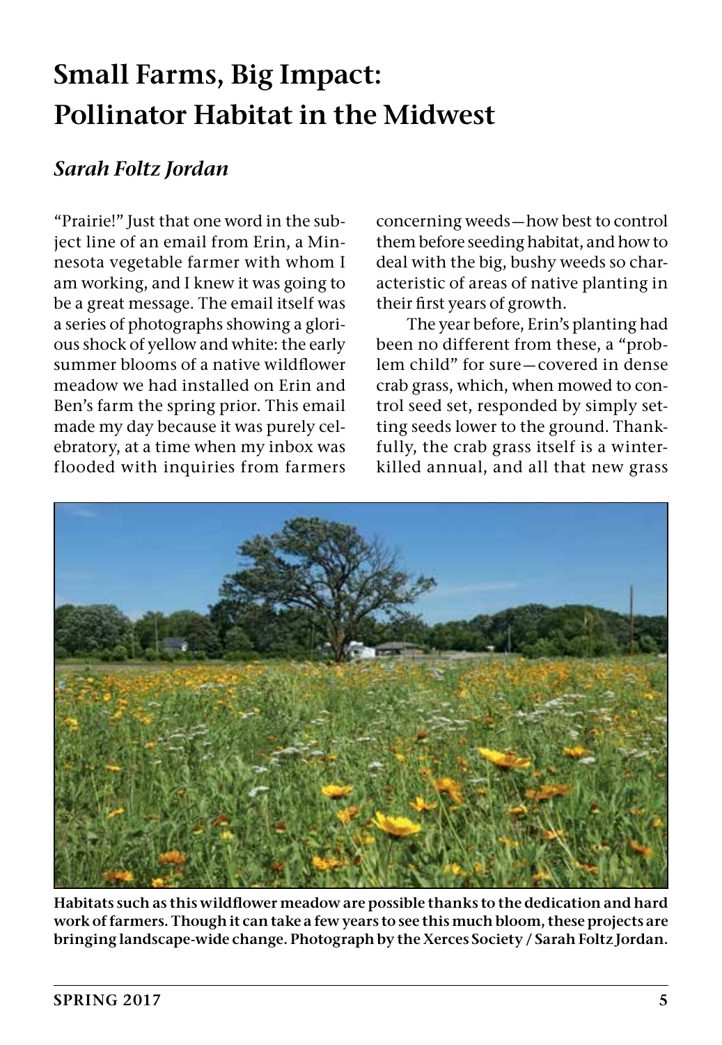# Small Farms, Big Impact: Pollinator Habitat in the Midwest

## *Sarah Foltz Jordan*

"Prairie!" Just that one word in the subject line of an email from Erin, a Minnesota vegetable farmer with whom I am working, and I knew it was going to be a great message. The email itself was a series of photographs showing a glorious shock of yellow and white: the early summer blooms of a native wildflower meadow we had installed on Erin and Ben's farm the spring prior. This email made my day because it was purely celebratory, at a time when my inbox was flooded with inquiries from farmers concerning weeds—how best to control them before seeding habitat, and how to deal with the big, bushy weeds so characteristic of areas of native planting in their first years of growth.

The year before, Erin's planting had been no different from these, a "problem child" for sure—covered in dense crab grass, which, when mowed to control seed set, responded by simply setting seeds lower to the ground. Thankfully, the crab grass itself is a winter-killed annual, and all that new grass

**Habitats such as this wildflower meadow are possible thanks to the dedication and hard work of farmers. Though it can take a few years to see this much bloom, these projects are bringing landscape-wide change. Photograph by the Xerces Society / Sarah Foltz Jordan.**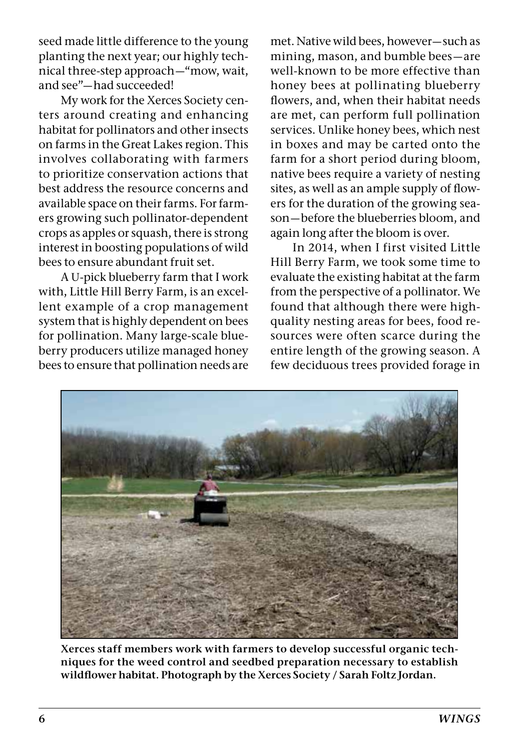seed made little difference to the young planting the next year; our highly technical three-step approach—"mow, wait, and see"—had succeeded!

My work for the Xerces Society centers around creating and enhancing habitat for pollinators and other insects on farms in the Great Lakes region. This involves collaborating with farmers to prioritize conservation actions that best address the resource concerns and available space on their farms. For farmers growing such pollinator-dependent crops as apples or squash, there is strong interest in boosting populations of wild bees to ensure abundant fruit set.

A U-pick blueberry farm that I work with, Little Hill Berry Farm, is an excellent example of a crop management system that is highly dependent on bees for pollination. Many large-scale blueberry producers utilize managed honey bees to ensure that pollination needs are met. Native wild bees, however—such as mining, mason, and bumble bees—are well-known to be more effective than honey bees at pollinating blueberry flowers, and, when their habitat needs are met, can perform full pollination services. Unlike honey bees, which nest in boxes and may be carted onto the farm for a short period during bloom, native bees require a variety of nesting sites, as well as an ample supply of flowers for the duration of the growing season—before the blueberries bloom, and again long after the bloom is over.

In 2014, when I first visited Little Hill Berry Farm, we took some time to evaluate the existing habitat at the farm from the perspective of a pollinator. We found that although there were high-quality nesting areas for bees, food resources were often scarce during the entire length of the growing season. A few deciduous trees provided forage in

**Xerces staff members work with farmers to develop successful organic techniques for the weed control and seedbed preparation necessary to establish wildflower habitat. Photograph by the Xerces Society / Sarah Foltz Jordan.**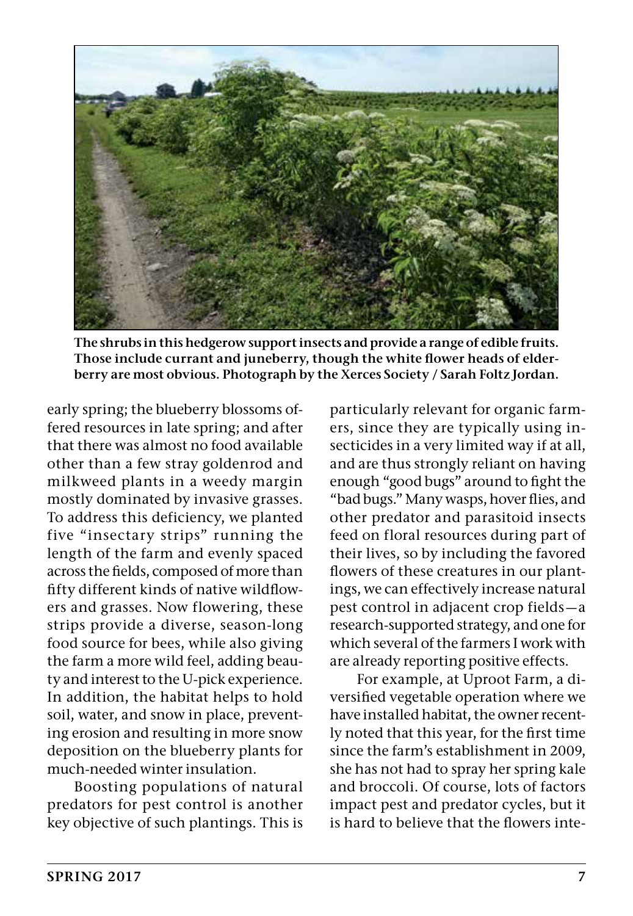The shrubs in this hedgerow support insects and provide a range of edible fruits. Those include currant and juneberry, though the white flower heads of elderberry are most obvious. Photograph by the Xerces Society / Sarah Foltz Jordan.

early spring; the blueberry blossoms offered resources in late spring; and after that there was almost no food available other than a few stray goldenrod and milkweed plants in a weedy margin mostly dominated by invasive grasses. To address this deficiency, we planted five "insectary strips" running the length of the farm and evenly spaced across the fields, composed of more than fifty different kinds of native wildflowers and grasses. Now flowering, these strips provide a diverse, season-long food source for bees, while also giving the farm a more wild feel, adding beauty and interest to the U-pick experience. In addition, the habitat helps to hold soil, water, and snow in place, preventing erosion and resulting in more snow deposition on the blueberry plants for much-needed winter insulation.

Boosting populations of natural predators for pest control is another key objective of such plantings. This is particularly relevant for organic farmers, since they are typically using insecticides in a very limited way if at all, and are thus strongly reliant on having enough "good bugs" around to fight the "bad bugs." Many wasps, hover flies, and other predator and parasitoid insects feed on floral resources during part of their lives, so by including the favored flowers of these creatures in our plantings, we can effectively increase natural pest control in adjacent crop fields—a research-supported strategy, and one for which several of the farmers I work with are already reporting positive effects.

For example, at Uproot Farm, a diversified vegetable operation where we have installed habitat, the owner recently noted that this year, for the first time since the farm's establishment in 2009, she has not had to spray her spring kale and broccoli. Of course, lots of factors impact pest and predator cycles, but it is hard to believe that the flowers inte-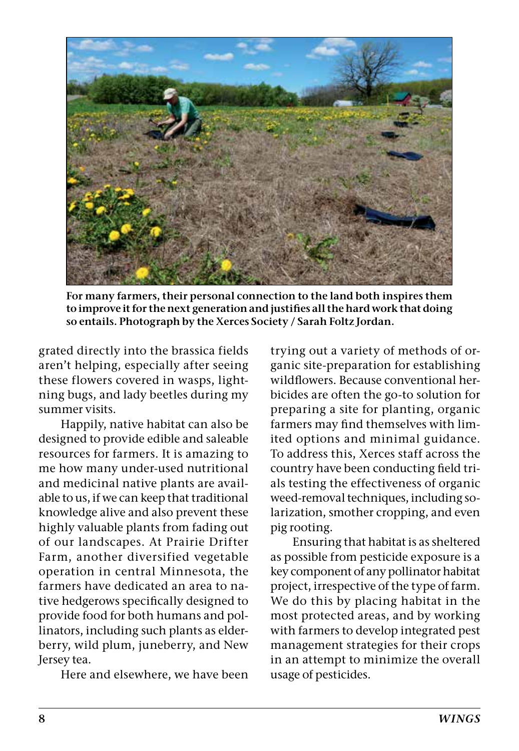**For many farmers, their personal connection to the land both inspires them to improve it for the next generation and justifies all the hard work that doing so entails. Photograph by the Xerces Society / Sarah Foltz Jordan.**

grated directly into the brassica fields aren't helping, especially after seeing these flowers covered in wasps, lightning bugs, and lady beetles during my summer visits.

Happily, native habitat can also be designed to provide edible and saleable resources for farmers. It is amazing to me how many under-used nutritional and medicinal native plants are available to us, if we can keep that traditional knowledge alive and also prevent these highly valuable plants from fading out of our landscapes. At Prairie Drifter Farm, another diversified vegetable operation in central Minnesota, the farmers have dedicated an area to native hedgerows specifically designed to provide food for both humans and pollinators, including such plants as elderberry, wild plum, juneberry, and New Jersey tea.

Here and elsewhere, we have been trying out a variety of methods of organic site-preparation for establishing wildflowers. Because conventional herbicides are often the go-to solution for preparing a site for planting, organic farmers may find themselves with limited options and minimal guidance. To address this, Xerces staff across the country have been conducting field trials testing the effectiveness of organic weed-removal techniques, including solarization, smother cropping, and even pig rooting.

Ensuring that habitat is as sheltered as possible from pesticide exposure is a key component of any pollinator habitat project, irrespective of the type of farm. We do this by placing habitat in the most protected areas, and by working with farmers to develop integrated pest management strategies for their crops in an attempt to minimize the overall usage of pesticides.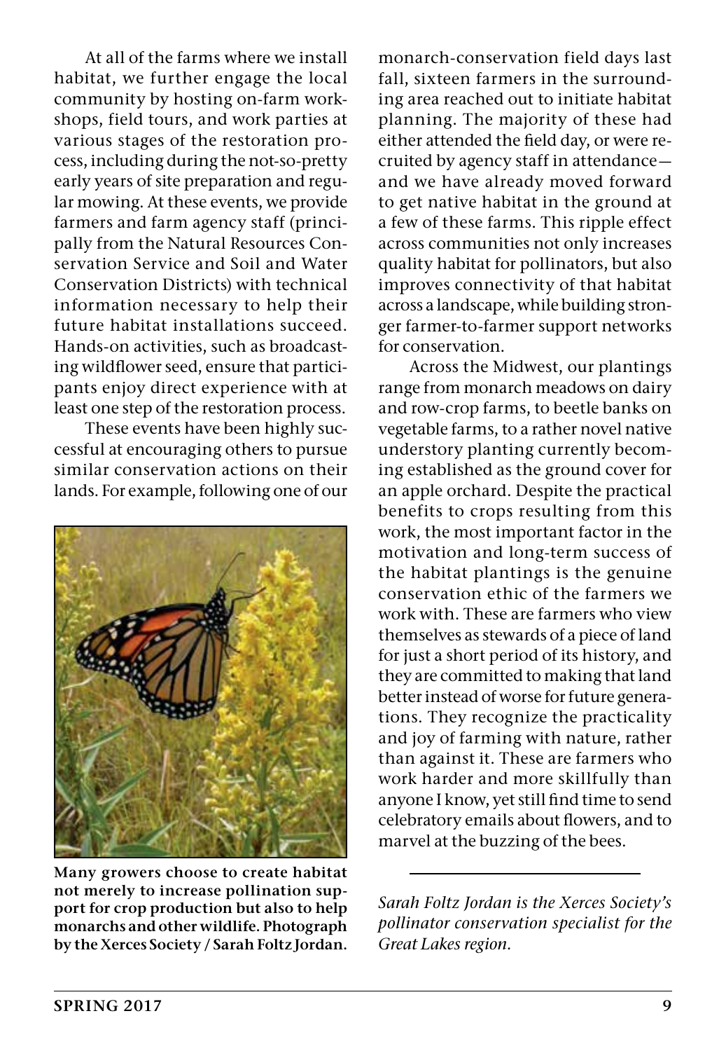At all of the farms where we install habitat, we further engage the local community by hosting on-farm workshops, field tours, and work parties at various stages of the restoration process, including during the not-so-pretty early years of site preparation and regular mowing. At these events, we provide farmers and farm agency staff (principally from the Natural Resources Conservation Service and Soil and Water Conservation Districts) with technical information necessary to help their future habitat installations succeed. Hands-on activities, such as broadcasting wildflower seed, ensure that participants enjoy direct experience with at least one step of the restoration process.

These events have been highly successful at encouraging others to pursue similar conservation actions on their lands. For example, following one of our monarch-conservation field days last fall, sixteen farmers in the surrounding area reached out to initiate habitat planning. The majority of these had either attended the field day, or were recruited by agency staff in attendance—and we have already moved forward to get native habitat in the ground at a few of these farms. This ripple effect across communities not only increases quality habitat for pollinators, but also improves connectivity of that habitat across a landscape, while building stronger farmer-to-farmer support networks for conservation.

**Many growers choose to create habitat not merely to increase pollination support for crop production but also to help monarchs and other wildlife. Photograph by the Xerces Society / Sarah Foltz Jordan.**

Across the Midwest, our plantings range from monarch meadows on dairy and row-crop farms, to beetle banks on vegetable farms, to a rather novel native understory planting currently becoming established as the ground cover for an apple orchard. Despite the practical benefits to crops resulting from this work, the most important factor in the motivation and long-term success of the habitat plantings is the genuine conservation ethic of the farmers we work with. These are farmers who view themselves as stewards of a piece of land for just a short period of its history, and they are committed to making that land better instead of worse for future generations. They recognize the practicality and joy of farming with nature, rather than against it. These are farmers who work harder and more skillfully than anyone I know, yet still find time to send celebratory emails about flowers, and to marvel at the buzzing of the bees.

---

*Sarah Foltz Jordan is the Xerces Society's pollinator conservation specialist for the Great Lakes region.*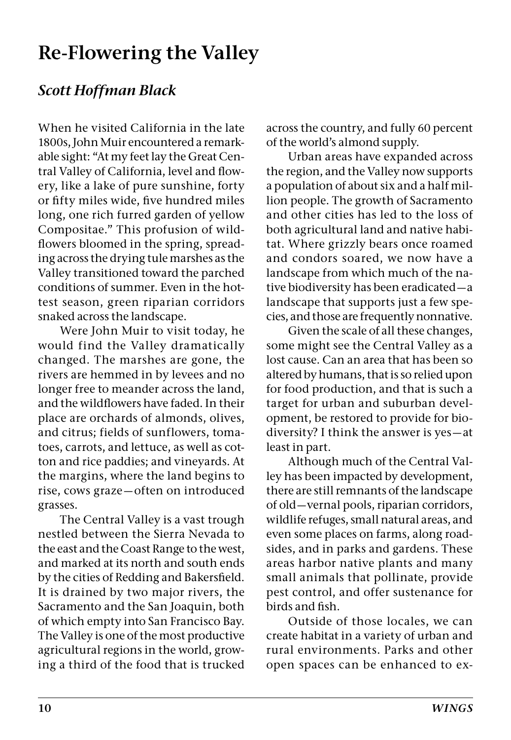# Re-Flowering the Valley

## *Scott Hoffman Black*

When he visited California in the late 1800s, John Muir encountered a remarkable sight: "At my feet lay the Great Central Valley of California, level and flowery, like a lake of pure sunshine, forty or fifty miles wide, five hundred miles long, one rich furred garden of yellow Compositae." This profusion of wildflowers bloomed in the spring, spreading across the drying tule marshes as the Valley transitioned toward the parched conditions of summer. Even in the hottest season, green riparian corridors snaked across the landscape.

Were John Muir to visit today, he would find the Valley dramatically changed. The marshes are gone, the rivers are hemmed in by levees and no longer free to meander across the land, and the wildflowers have faded. In their place are orchards of almonds, olives, and citrus; fields of sunflowers, tomatoes, carrots, and lettuce, as well as cotton and rice paddies; and vineyards. At the margins, where the land begins to rise, cows graze—often on introduced grasses.

The Central Valley is a vast trough nestled between the Sierra Nevada to the east and the Coast Range to the west, and marked at its north and south ends by the cities of Redding and Bakersfield. It is drained by two major rivers, the Sacramento and the San Joaquin, both of which empty into San Francisco Bay. The Valley is one of the most productive agricultural regions in the world, growing a third of the food that is trucked across the country, and fully 60 percent of the world's almond supply.

Urban areas have expanded across the region, and the Valley now supports a population of about six and a half million people. The growth of Sacramento and other cities has led to the loss of both agricultural land and native habitat. Where grizzly bears once roamed and condors soared, we now have a landscape from which much of the native biodiversity has been eradicated—a landscape that supports just a few species, and those are frequently nonnative.

Given the scale of all these changes, some might see the Central Valley as a lost cause. Can an area that has been so altered by humans, that is so relied upon for food production, and that is such a target for urban and suburban development, be restored to provide for biodiversity? I think the answer is yes—at least in part.

Although much of the Central Valley has been impacted by development, there are still remnants of the landscape of old—vernal pools, riparian corridors, wildlife refuges, small natural areas, and even some places on farms, along roadsides, and in parks and gardens. These areas harbor native plants and many small animals that pollinate, provide pest control, and offer sustenance for birds and fish.

Outside of those locales, we can create habitat in a variety of urban and rural environments. Parks and other open spaces can be enhanced to ex-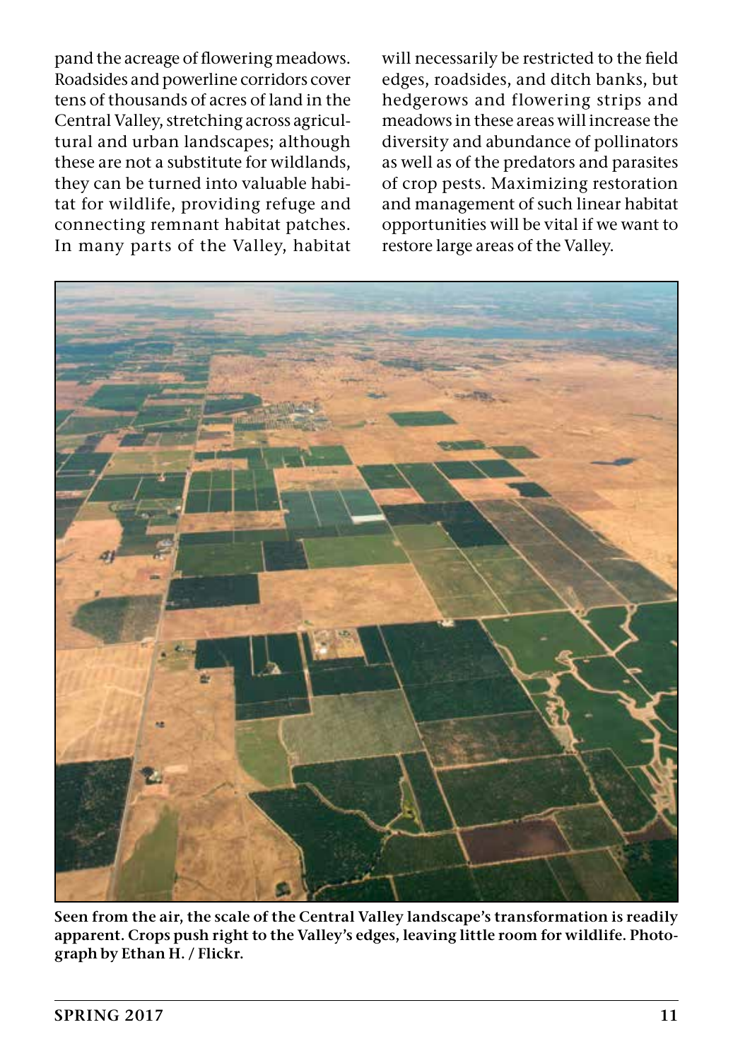pand the acreage of flowering meadows. Roadsides and powerline corridors cover tens of thousands of acres of land in the Central Valley, stretching across agricultural and urban landscapes; although these are not a substitute for wildlands, they can be turned into valuable habitat for wildlife, providing refuge and connecting remnant habitat patches. In many parts of the Valley, habitat will necessarily be restricted to the field edges, roadsides, and ditch banks, but hedgerows and flowering strips and meadows in these areas will increase the diversity and abundance of pollinators as well as of the predators and parasites of crop pests. Maximizing restoration and management of such linear habitat opportunities will be vital if we want to restore large areas of the Valley.

**Seen from the air, the scale of the Central Valley landscape's transformation is readily apparent. Crops push right to the Valley's edges, leaving little room for wildlife. Photograph by Ethan H. / Flickr.**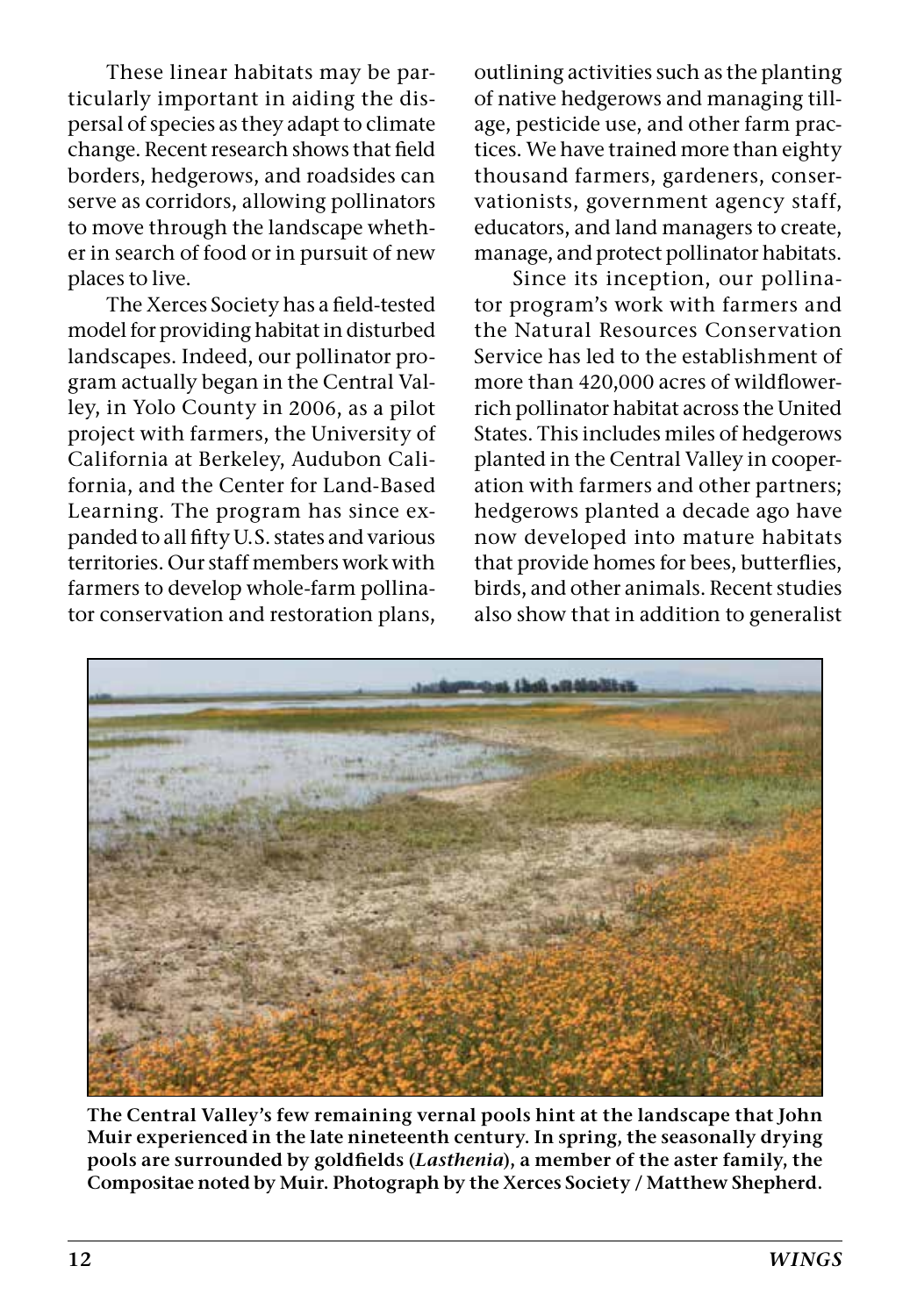These linear habitats may be particularly important in aiding the dispersal of species as they adapt to climate change. Recent research shows that field borders, hedgerows, and roadsides can serve as corridors, allowing pollinators to move through the landscape whether in search of food or in pursuit of new places to live.

The Xerces Society has a field-tested model for providing habitat in disturbed landscapes. Indeed, our pollinator program actually began in the Central Valley, in Yolo County in 2006, as a pilot project with farmers, the University of California at Berkeley, Audubon California, and the Center for Land-Based Learning. The program has since expanded to all fifty U.S. states and various territories. Our staff members work with farmers to develop whole-farm pollinator conservation and restoration plans, outlining activities such as the planting of native hedgerows and managing tillage, pesticide use, and other farm practices. We have trained more than eighty thousand farmers, gardeners, conservationists, government agency staff, educators, and land managers to create, manage, and protect pollinator habitats.

Since its inception, our pollinator program's work with farmers and the Natural Resources Conservation Service has led to the establishment of more than 420,000 acres of wildflower-rich pollinator habitat across the United States. This includes miles of hedgerows planted in the Central Valley in cooperation with farmers and other partners; hedgerows planted a decade ago have now developed into mature habitats that provide homes for bees, butterflies, birds, and other animals. Recent studies also show that in addition to generalist

**The Central Valley's few remaining vernal pools hint at the landscape that John Muir experienced in the late nineteenth century. In spring, the seasonally drying pools are surrounded by goldfields (*Lasthenia*), a member of the aster family, the Compositae noted by Muir. Photograph by the Xerces Society / Matthew Shepherd.**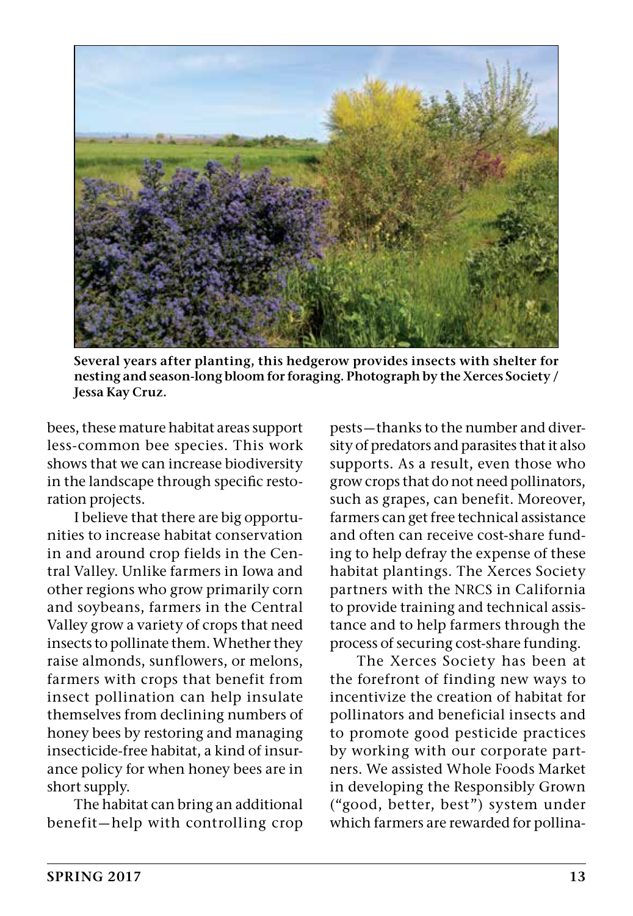**Several years after planting, this hedgerow provides insects with shelter for nesting and season-long bloom for foraging. Photograph by the Xerces Society / Jessa Kay Cruz.**

bees, these mature habitat areas support less-common bee species. This work shows that we can increase biodiversity in the landscape through specific restoration projects.

I believe that there are big opportunities to increase habitat conservation in and around crop fields in the Central Valley. Unlike farmers in Iowa and other regions who grow primarily corn and soybeans, farmers in the Central Valley grow a variety of crops that need insects to pollinate them. Whether they raise almonds, sunflowers, or melons, farmers with crops that benefit from insect pollination can help insulate themselves from declining numbers of honey bees by restoring and managing insecticide-free habitat, a kind of insurance policy for when honey bees are in short supply.

The habitat can bring an additional benefit—help with controlling crop pests—thanks to the number and diversity of predators and parasites that it also supports. As a result, even those who grow crops that do not need pollinators, such as grapes, can benefit. Moreover, farmers can get free technical assistance and often can receive cost-share funding to help defray the expense of these habitat plantings. The Xerces Society partners with the NRCS in California to provide training and technical assistance and to help farmers through the process of securing cost-share funding.

The Xerces Society has been at the forefront of finding new ways to incentivize the creation of habitat for pollinators and beneficial insects and to promote good pesticide practices by working with our corporate partners. We assisted Whole Foods Market in developing the Responsibly Grown ("good, better, best") system under which farmers are rewarded for pollina-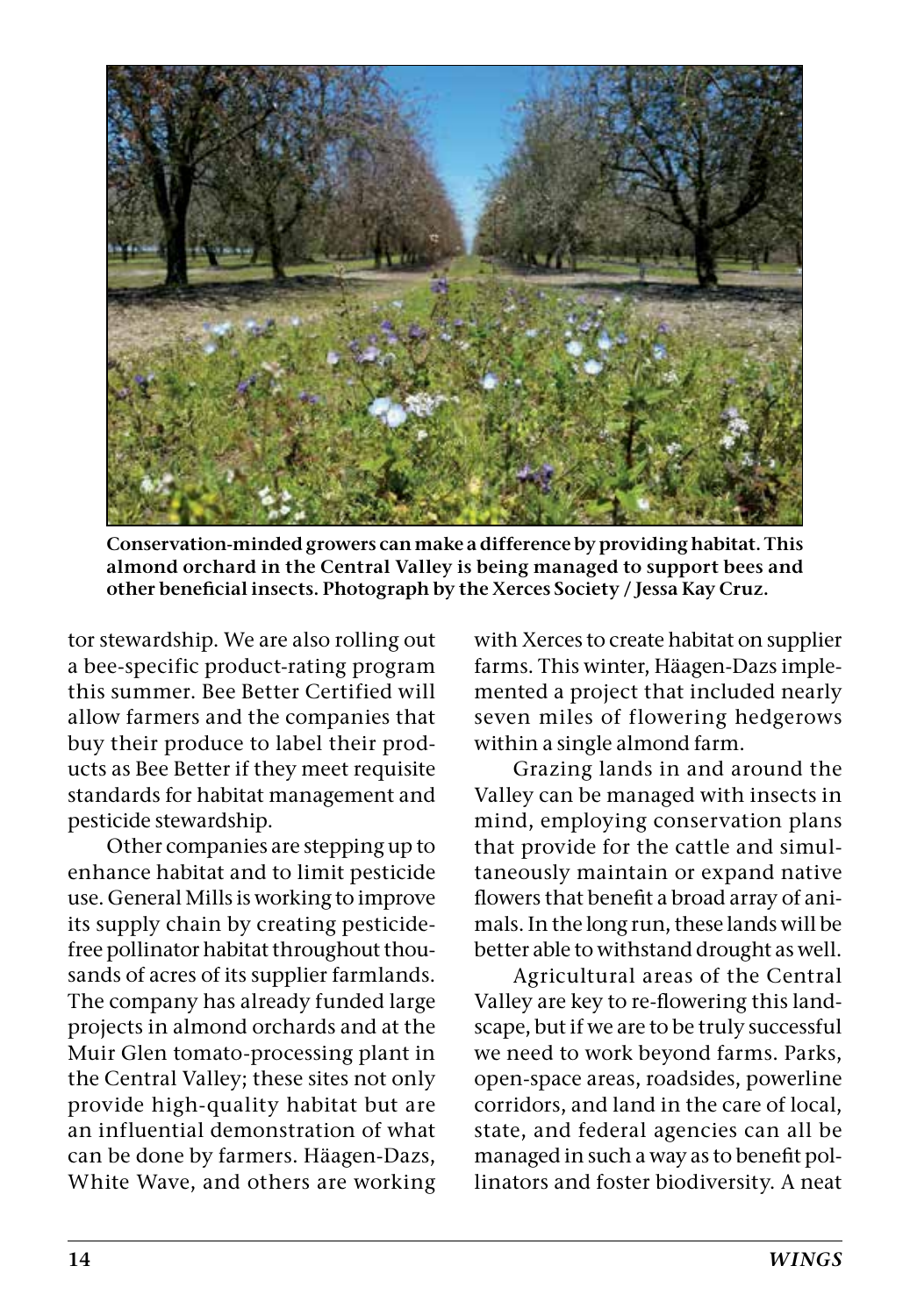**Conservation-minded growers can make a difference by providing habitat. This almond orchard in the Central Valley is being managed to support bees and other beneficial insects. Photograph by the Xerces Society / Jessa Kay Cruz.**

tor stewardship. We are also rolling out a bee-specific product-rating program this summer. Bee Better Certified will allow farmers and the companies that buy their produce to label their products as Bee Better if they meet requisite standards for habitat management and pesticide stewardship.

Other companies are stepping up to enhance habitat and to limit pesticide use. General Mills is working to improve its supply chain by creating pesticide-free pollinator habitat throughout thousands of acres of its supplier farmlands. The company has already funded large projects in almond orchards and at the Muir Glen tomato-processing plant in the Central Valley; these sites not only provide high-quality habitat but are an influential demonstration of what can be done by farmers. Häagen-Dazs, White Wave, and others are working with Xerces to create habitat on supplier farms. This winter, Häagen-Dazs implemented a project that included nearly seven miles of flowering hedgerows within a single almond farm.

Grazing lands in and around the Valley can be managed with insects in mind, employing conservation plans that provide for the cattle and simultaneously maintain or expand native flowers that benefit a broad array of animals. In the long run, these lands will be better able to withstand drought as well.

Agricultural areas of the Central Valley are key to re-flowering this landscape, but if we are to be truly successful we need to work beyond farms. Parks, open-space areas, roadsides, powerline corridors, and land in the care of local, state, and federal agencies can all be managed in such a way as to benefit pollinators and foster biodiversity. A neat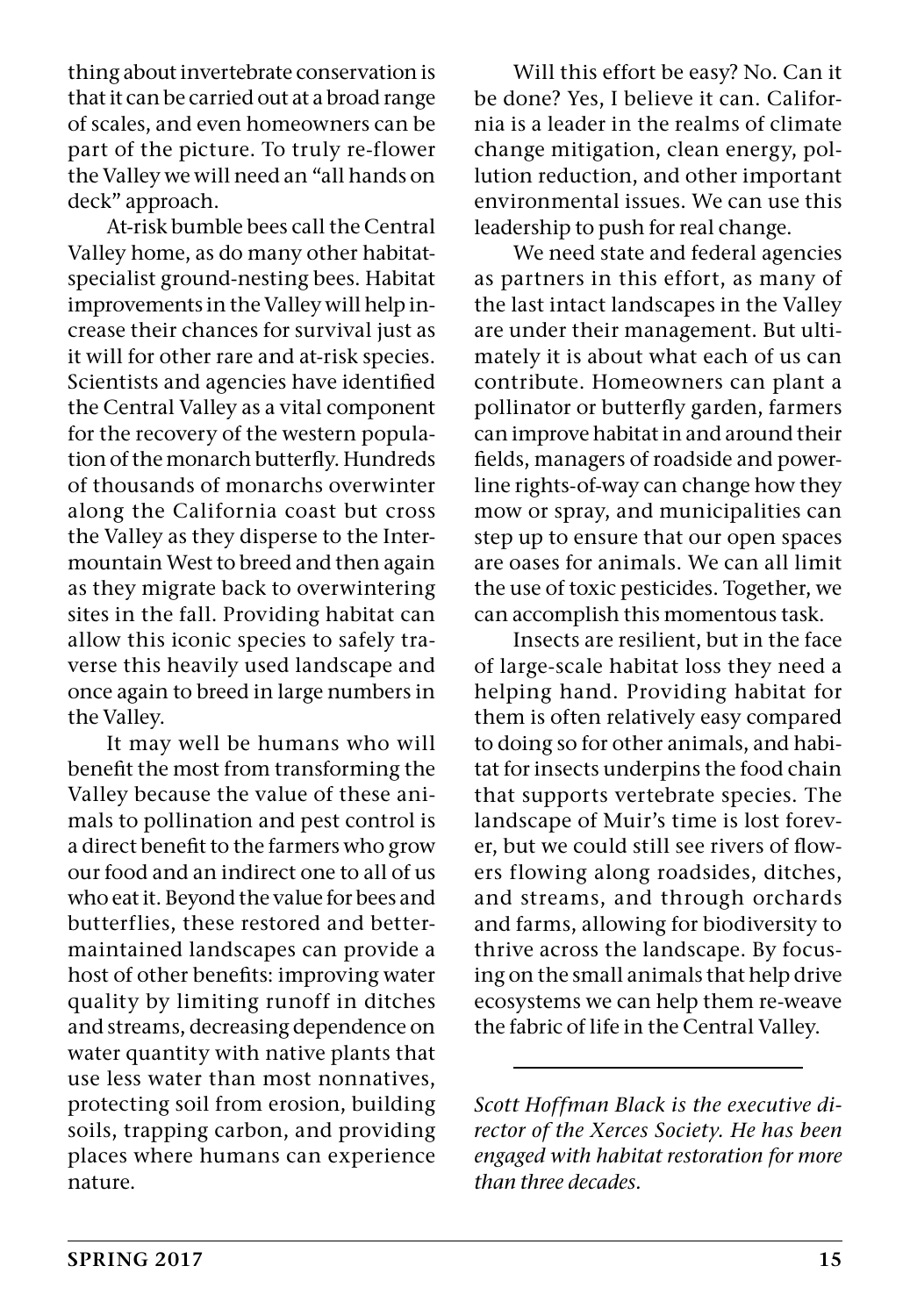thing about invertebrate conservation is that it can be carried out at a broad range of scales, and even homeowners can be part of the picture. To truly re-flower the Valley we will need an "all hands on deck" approach.

At-risk bumble bees call the Central Valley home, as do many other habitat-specialist ground-nesting bees. Habitat improvements in the Valley will help increase their chances for survival just as it will for other rare and at-risk species. Scientists and agencies have identified the Central Valley as a vital component for the recovery of the western population of the monarch butterfly. Hundreds of thousands of monarchs overwinter along the California coast but cross the Valley as they disperse to the Intermountain West to breed and then again as they migrate back to overwintering sites in the fall. Providing habitat can allow this iconic species to safely traverse this heavily used landscape and once again to breed in large numbers in the Valley.

It may well be humans who will benefit the most from transforming the Valley because the value of these animals to pollination and pest control is a direct benefit to the farmers who grow our food and an indirect one to all of us who eat it. Beyond the value for bees and butterflies, these restored and better-maintained landscapes can provide a host of other benefits: improving water quality by limiting runoff in ditches and streams, decreasing dependence on water quantity with native plants that use less water than most nonnatives, protecting soil from erosion, building soils, trapping carbon, and providing places where humans can experience nature.

Will this effort be easy? No. Can it be done? Yes, I believe it can. California is a leader in the realms of climate change mitigation, clean energy, pollution reduction, and other important environmental issues. We can use this leadership to push for real change.

We need state and federal agencies as partners in this effort, as many of the last intact landscapes in the Valley are under their management. But ultimately it is about what each of us can contribute. Homeowners can plant a pollinator or butterfly garden, farmers can improve habitat in and around their fields, managers of roadside and powerline rights-of-way can change how they mow or spray, and municipalities can step up to ensure that our open spaces are oases for animals. We can all limit the use of toxic pesticides. Together, we can accomplish this momentous task.

Insects are resilient, but in the face of large-scale habitat loss they need a helping hand. Providing habitat for them is often relatively easy compared to doing so for other animals, and habitat for insects underpins the food chain that supports vertebrate species. The landscape of Muir's time is lost forever, but we could still see rivers of flowers flowing along roadsides, ditches, and streams, and through orchards and farms, allowing for biodiversity to thrive across the landscape. By focusing on the small animals that help drive ecosystems we can help them re-weave the fabric of life in the Central Valley.

---

*Scott Hoffman Black is the executive director of the Xerces Society. He has been engaged with habitat restoration for more than three decades.*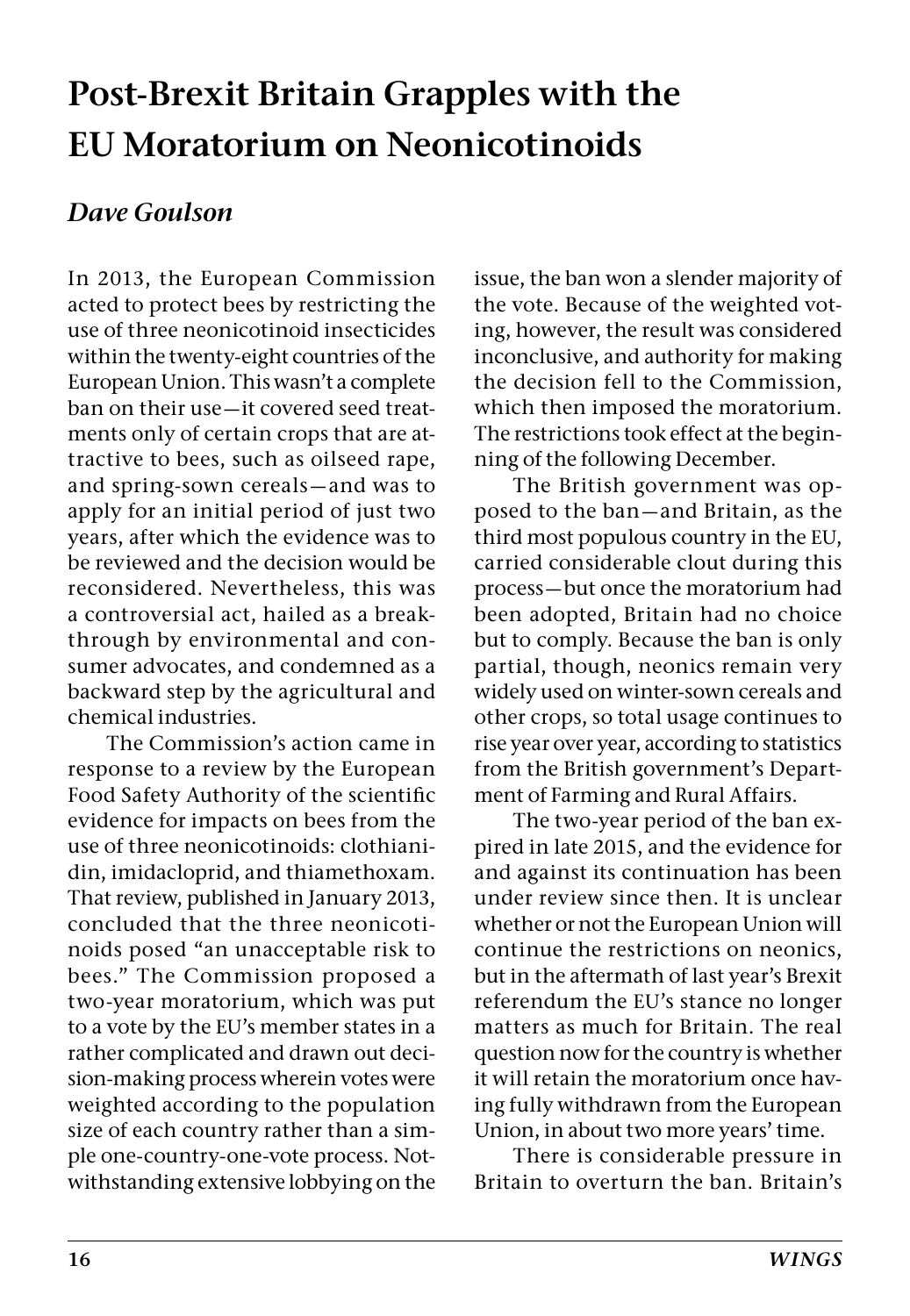# Post-Brexit Britain Grapples with the EU Moratorium on Neonicotinoids

## *Dave Goulson*

In 2013, the European Commission acted to protect bees by restricting the use of three neonicotinoid insecticides within the twenty-eight countries of the European Union. This wasn't a complete ban on their use—it covered seed treatments only of certain crops that are attractive to bees, such as oilseed rape, and spring-sown cereals—and was to apply for an initial period of just two years, after which the evidence was to be reviewed and the decision would be reconsidered. Nevertheless, this was a controversial act, hailed as a breakthrough by environmental and consumer advocates, and condemned as a backward step by the agricultural and chemical industries.

The Commission's action came in response to a review by the European Food Safety Authority of the scientific evidence for impacts on bees from the use of three neonicotinoids: clothianidin, imidacloprid, and thiamethoxam. That review, published in January 2013, concluded that the three neonicotinoids posed "an unacceptable risk to bees." The Commission proposed a two-year moratorium, which was put to a vote by the EU's member states in a rather complicated and drawn out decision-making process wherein votes were weighted according to the population size of each country rather than a simple one-country-one-vote process. Notwithstanding extensive lobbying on the issue, the ban won a slender majority of the vote. Because of the weighted voting, however, the result was considered inconclusive, and authority for making the decision fell to the Commission, which then imposed the moratorium. The restrictions took effect at the beginning of the following December.

The British government was opposed to the ban—and Britain, as the third most populous country in the EU, carried considerable clout during this process—but once the moratorium had been adopted, Britain had no choice but to comply. Because the ban is only partial, though, neonics remain very widely used on winter-sown cereals and other crops, so total usage continues to rise year over year, according to statistics from the British government's Department of Farming and Rural Affairs.

The two-year period of the ban expired in late 2015, and the evidence for and against its continuation has been under review since then. It is unclear whether or not the European Union will continue the restrictions on neonics, but in the aftermath of last year's Brexit referendum the EU's stance no longer matters as much for Britain. The real question now for the country is whether it will retain the moratorium once having fully withdrawn from the European Union, in about two more years' time.

There is considerable pressure in Britain to overturn the ban. Britain's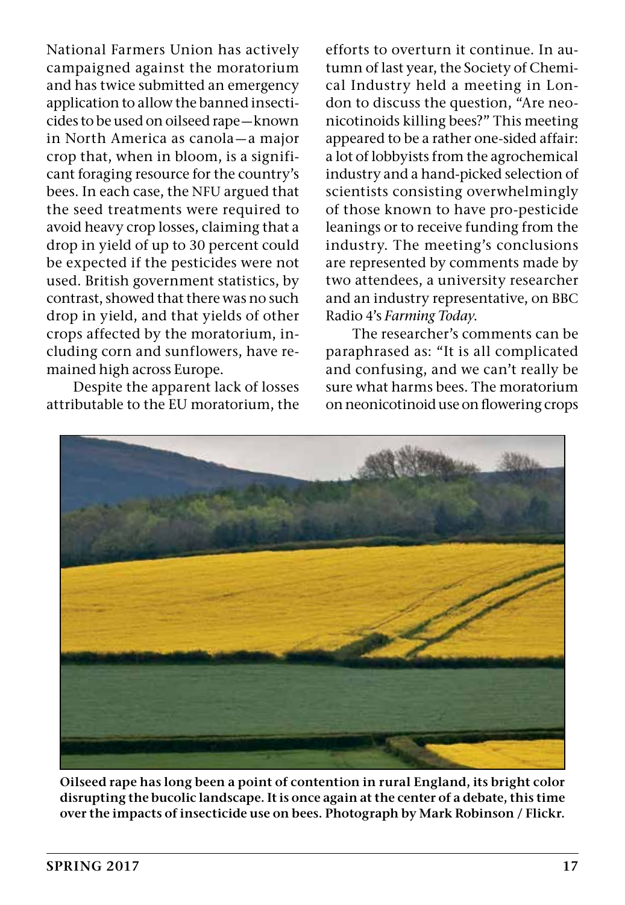National Farmers Union has actively campaigned against the moratorium and has twice submitted an emergency application to allow the banned insecticides to be used on oilseed rape—known in North America as canola—a major crop that, when in bloom, is a significant foraging resource for the country's bees. In each case, the NFU argued that the seed treatments were required to avoid heavy crop losses, claiming that a drop in yield of up to 30 percent could be expected if the pesticides were not used. British government statistics, by contrast, showed that there was no such drop in yield, and that yields of other crops affected by the moratorium, including corn and sunflowers, have remained high across Europe.

Despite the apparent lack of losses attributable to the EU moratorium, the efforts to overturn it continue. In autumn of last year, the Society of Chemical Industry held a meeting in London to discuss the question, "Are neonicotinoids killing bees?" This meeting appeared to be a rather one-sided affair: a lot of lobbyists from the agrochemical industry and a hand-picked selection of scientists consisting overwhelmingly of those known to have pro-pesticide leanings or to receive funding from the industry. The meeting's conclusions are represented by comments made by two attendees, a university researcher and an industry representative, on BBC Radio 4's *Farming Today*.

The researcher's comments can be paraphrased as: "It is all complicated and confusing, and we can't really be sure what harms bees. The moratorium on neonicotinoid use on flowering crops

**Oilseed rape has long been a point of contention in rural England, its bright color disrupting the bucolic landscape. It is once again at the center of a debate, this time over the impacts of insecticide use on bees. Photograph by Mark Robinson / Flickr.**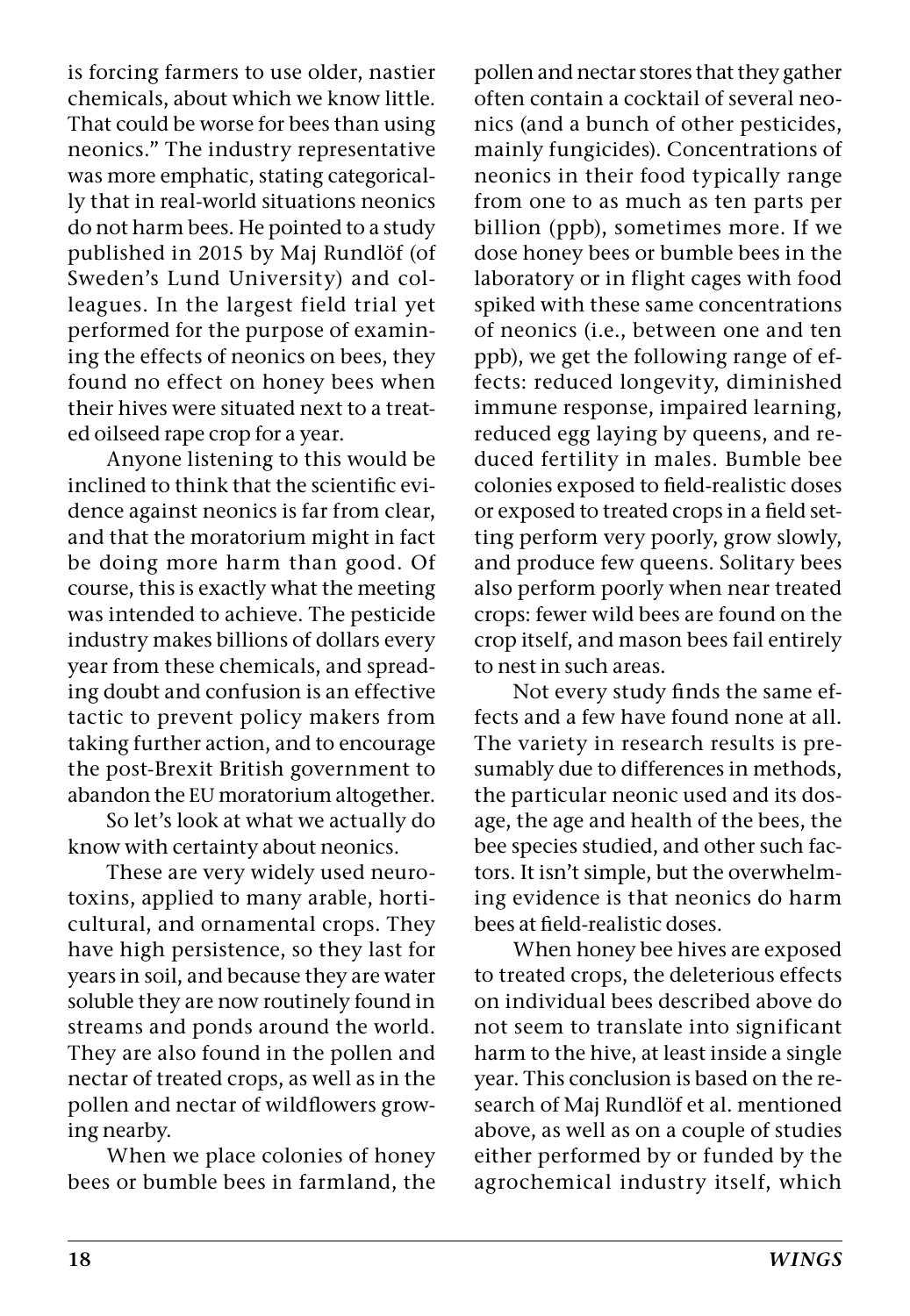is forcing farmers to use older, nastier chemicals, about which we know little. That could be worse for bees than using neonics." The industry representative was more emphatic, stating categorically that in real-world situations neonics do not harm bees. He pointed to a study published in 2015 by Maj Rundlöf (of Sweden's Lund University) and colleagues. In the largest field trial yet performed for the purpose of examining the effects of neonics on bees, they found no effect on honey bees when their hives were situated next to a treated oilseed rape crop for a year.

Anyone listening to this would be inclined to think that the scientific evidence against neonics is far from clear, and that the moratorium might in fact be doing more harm than good. Of course, this is exactly what the meeting was intended to achieve. The pesticide industry makes billions of dollars every year from these chemicals, and spreading doubt and confusion is an effective tactic to prevent policy makers from taking further action, and to encourage the post-Brexit British government to abandon the EU moratorium altogether.

So let's look at what we actually do know with certainty about neonics.

These are very widely used neurotoxins, applied to many arable, horticultural, and ornamental crops. They have high persistence, so they last for years in soil, and because they are water soluble they are now routinely found in streams and ponds around the world. They are also found in the pollen and nectar of treated crops, as well as in the pollen and nectar of wildflowers growing nearby.

When we place colonies of honey bees or bumble bees in farmland, the pollen and nectar stores that they gather often contain a cocktail of several neonics (and a bunch of other pesticides, mainly fungicides). Concentrations of neonics in their food typically range from one to as much as ten parts per billion (ppb), sometimes more. If we dose honey bees or bumble bees in the laboratory or in flight cages with food spiked with these same concentrations of neonics (i.e., between one and ten ppb), we get the following range of effects: reduced longevity, diminished immune response, impaired learning, reduced egg laying by queens, and reduced fertility in males. Bumble bee colonies exposed to field-realistic doses or exposed to treated crops in a field setting perform very poorly, grow slowly, and produce few queens. Solitary bees also perform poorly when near treated crops: fewer wild bees are found on the crop itself, and mason bees fail entirely to nest in such areas.

Not every study finds the same effects and a few have found none at all. The variety in research results is presumably due to differences in methods, the particular neonic used and its dosage, the age and health of the bees, the bee species studied, and other such factors. It isn't simple, but the overwhelming evidence is that neonics do harm bees at field-realistic doses.

When honey bee hives are exposed to treated crops, the deleterious effects on individual bees described above do not seem to translate into significant harm to the hive, at least inside a single year. This conclusion is based on the research of Maj Rundlöf et al. mentioned above, as well as on a couple of studies either performed by or funded by the agrochemical industry itself, which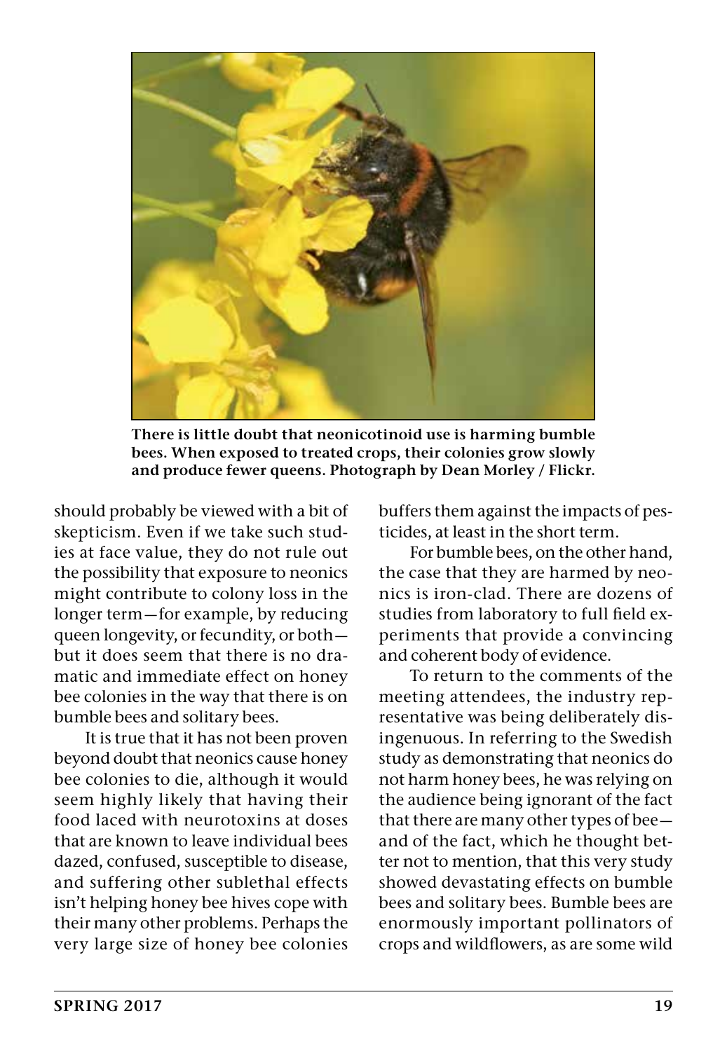**There is little doubt that neonicotinoid use is harming bumble bees. When exposed to treated crops, their colonies grow slowly and produce fewer queens. Photograph by Dean Morley / Flickr.**

should probably be viewed with a bit of skepticism. Even if we take such studies at face value, they do not rule out the possibility that exposure to neonics might contribute to colony loss in the longer term—for example, by reducing queen longevity, or fecundity, or both—but it does seem that there is no dramatic and immediate effect on honey bee colonies in the way that there is on bumble bees and solitary bees.

It is true that it has not been proven beyond doubt that neonics cause honey bee colonies to die, although it would seem highly likely that having their food laced with neurotoxins at doses that are known to leave individual bees dazed, confused, susceptible to disease, and suffering other sublethal effects isn't helping honey bee hives cope with their many other problems. Perhaps the very large size of honey bee colonies buffers them against the impacts of pesticides, at least in the short term.

For bumble bees, on the other hand, the case that they are harmed by neonics is iron-clad. There are dozens of studies from laboratory to full field experiments that provide a convincing and coherent body of evidence.

To return to the comments of the meeting attendees, the industry representative was being deliberately disingenuous. In referring to the Swedish study as demonstrating that neonics do not harm honey bees, he was relying on the audience being ignorant of the fact that there are many other types of bee—and of the fact, which he thought better not to mention, that this very study showed devastating effects on bumble bees and solitary bees. Bumble bees are enormously important pollinators of crops and wildflowers, as are some wild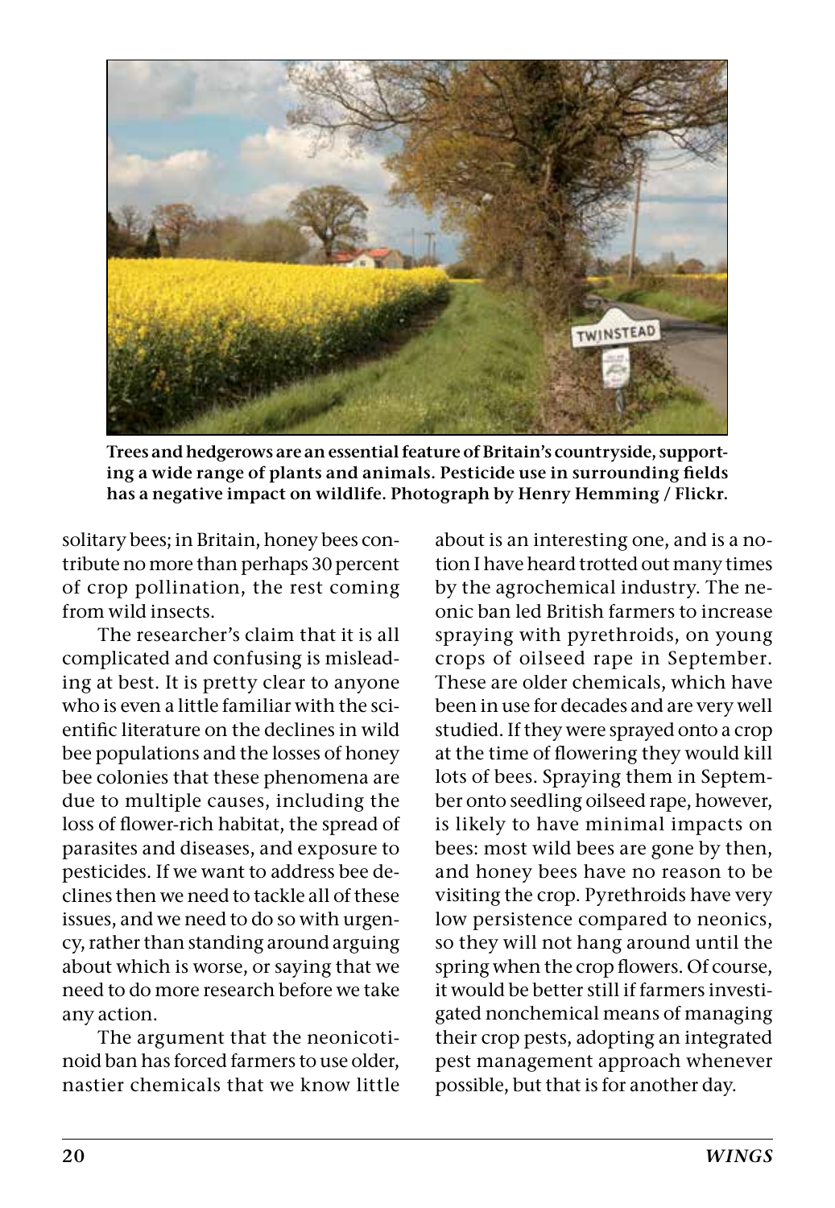Trees and hedgerows are an essential feature of Britain's countryside, supporting a wide range of plants and animals. Pesticide use in surrounding fields has a negative impact on wildlife. Photograph by Henry Hemming / Flickr.

solitary bees; in Britain, honey bees contribute no more than perhaps 30 percent of crop pollination, the rest coming from wild insects.

The researcher's claim that it is all complicated and confusing is misleading at best. It is pretty clear to anyone who is even a little familiar with the scientific literature on the declines in wild bee populations and the losses of honey bee colonies that these phenomena are due to multiple causes, including the loss of flower-rich habitat, the spread of parasites and diseases, and exposure to pesticides. If we want to address bee declines then we need to tackle all of these issues, and we need to do so with urgency, rather than standing around arguing about which is worse, or saying that we need to do more research before we take any action.

The argument that the neonicotinoid ban has forced farmers to use older, nastier chemicals that we know little about is an interesting one, and is a notion I have heard trotted out many times by the agrochemical industry. The neonic ban led British farmers to increase spraying with pyrethroids, on young crops of oilseed rape in September. These are older chemicals, which have been in use for decades and are very well studied. If they were sprayed onto a crop at the time of flowering they would kill lots of bees. Spraying them in September onto seedling oilseed rape, however, is likely to have minimal impacts on bees: most wild bees are gone by then, and honey bees have no reason to be visiting the crop. Pyrethroids have very low persistence compared to neonics, so they will not hang around until the spring when the crop flowers. Of course, it would be better still if farmers investigated nonchemical means of managing their crop pests, adopting an integrated pest management approach whenever possible, but that is for another day.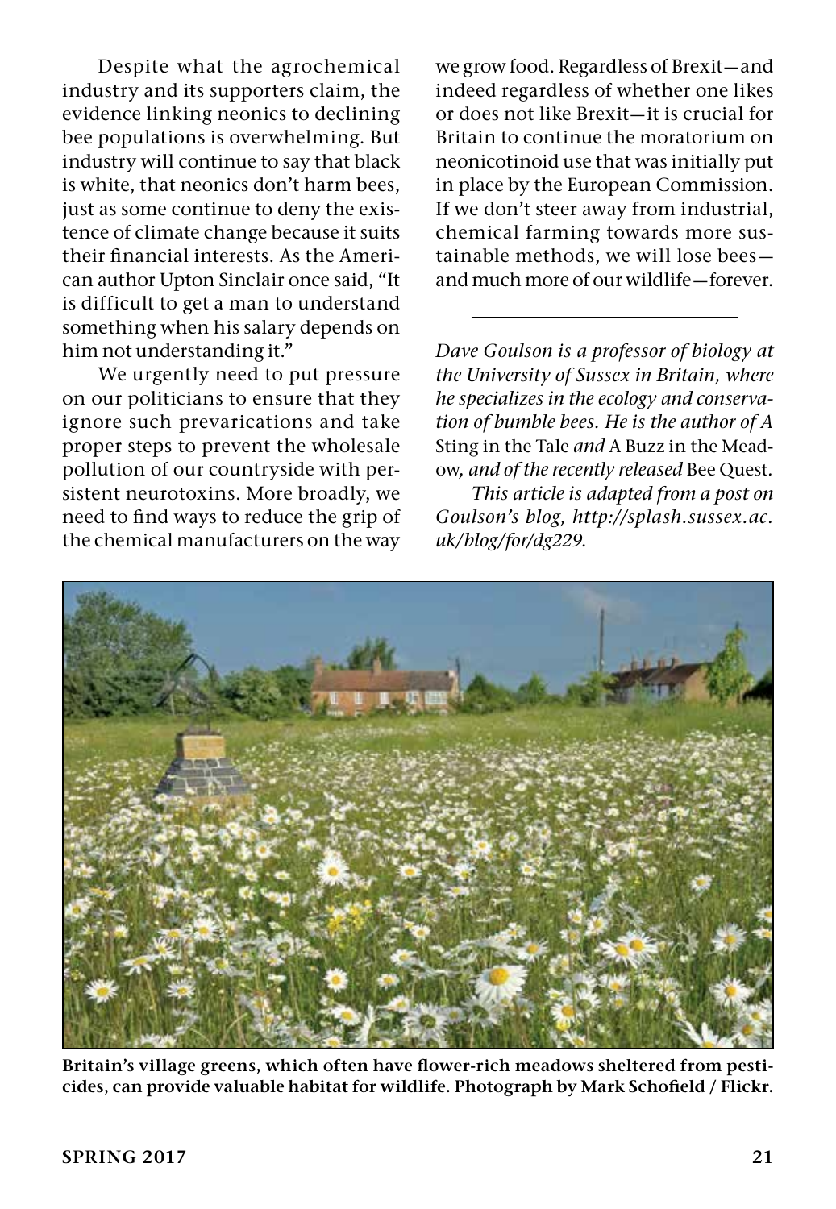Despite what the agrochemical industry and its supporters claim, the evidence linking neonics to declining bee populations is overwhelming. But industry will continue to say that black is white, that neonics don't harm bees, just as some continue to deny the existence of climate change because it suits their financial interests. As the American author Upton Sinclair once said, "It is difficult to get a man to understand something when his salary depends on him not understanding it."

We urgently need to put pressure on our politicians to ensure that they ignore such prevarications and take proper steps to prevent the wholesale pollution of our countryside with persistent neurotoxins. More broadly, we need to find ways to reduce the grip of the chemical manufacturers on the way we grow food. Regardless of Brexit—and indeed regardless of whether one likes or does not like Brexit—it is crucial for Britain to continue the moratorium on neonicotinoid use that was initially put in place by the European Commission. If we don't steer away from industrial, chemical farming towards more sustainable methods, we will lose bees—and much more of our wildlife—forever.

---

*Dave Goulson is a professor of biology at the University of Sussex in Britain, where he specializes in the ecology and conservation of bumble bees. He is the author of A* Sting in the Tale *and* A Buzz in the Meadow*, and of the recently released* Bee Quest*.*

*This article is adapted from a post on Goulson's blog, http://splash.sussex.ac.uk/blog/for/dg229.*

**Britain's village greens, which often have flower-rich meadows sheltered from pesticides, can provide valuable habitat for wildlife. Photograph by Mark Schofield / Flickr.**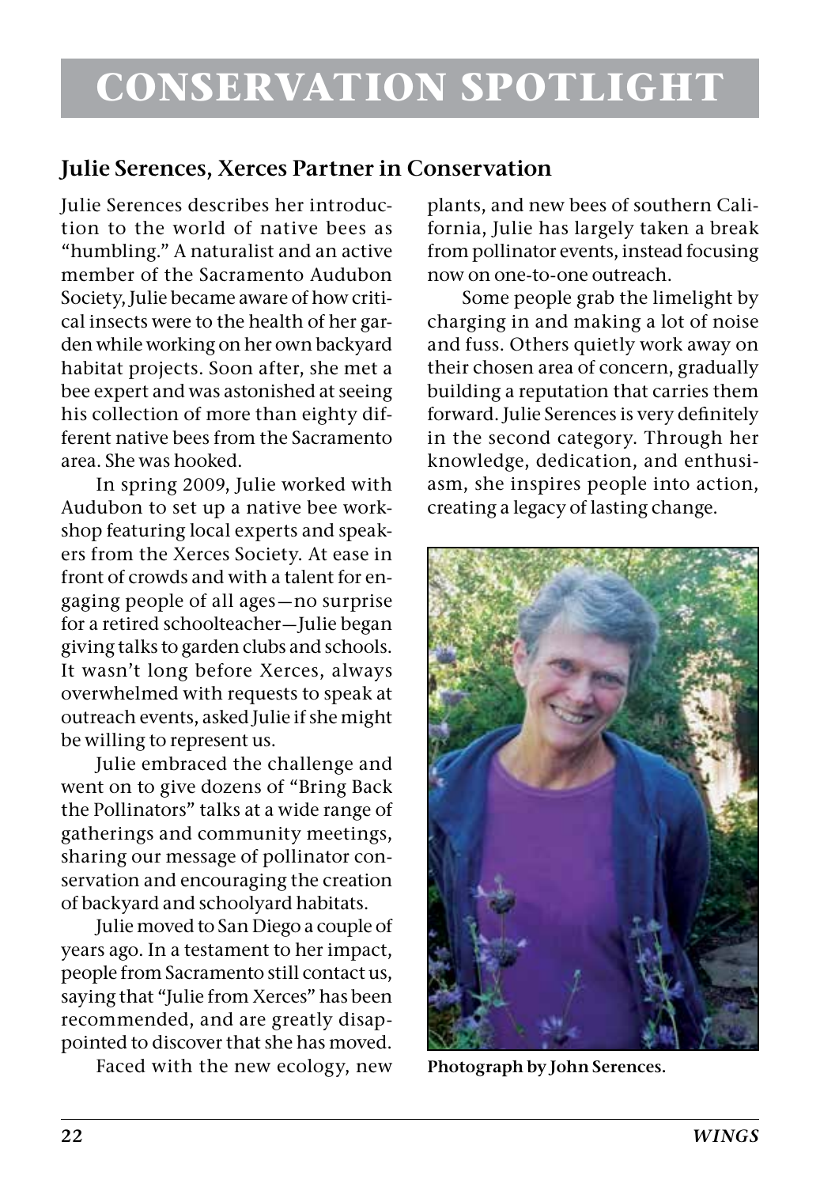# CONSERVATION SPOTLIGHT

## Julie Serences, Xerces Partner in Conservation

Julie Serences describes her introduction to the world of native bees as "humbling." A naturalist and an active member of the Sacramento Audubon Society, Julie became aware of how critical insects were to the health of her garden while working on her own backyard habitat projects. Soon after, she met a bee expert and was astonished at seeing his collection of more than eighty different native bees from the Sacramento area. She was hooked.

In spring 2009, Julie worked with Audubon to set up a native bee workshop featuring local experts and speakers from the Xerces Society. At ease in front of crowds and with a talent for engaging people of all ages—no surprise for a retired schoolteacher—Julie began giving talks to garden clubs and schools. It wasn't long before Xerces, always overwhelmed with requests to speak at outreach events, asked Julie if she might be willing to represent us.

Julie embraced the challenge and went on to give dozens of "Bring Back the Pollinators" talks at a wide range of gatherings and community meetings, sharing our message of pollinator conservation and encouraging the creation of backyard and schoolyard habitats.

Julie moved to San Diego a couple of years ago. In a testament to her impact, people from Sacramento still contact us, saying that "Julie from Xerces" has been recommended, and are greatly disappointed to discover that she has moved.

Faced with the new ecology, new plants, and new bees of southern California, Julie has largely taken a break from pollinator events, instead focusing now on one-to-one outreach.

Some people grab the limelight by charging in and making a lot of noise and fuss. Others quietly work away on their chosen area of concern, gradually building a reputation that carries them forward. Julie Serences is very definitely in the second category. Through her knowledge, dedication, and enthusiasm, she inspires people into action, creating a legacy of lasting change.

**Photograph by John Serences.**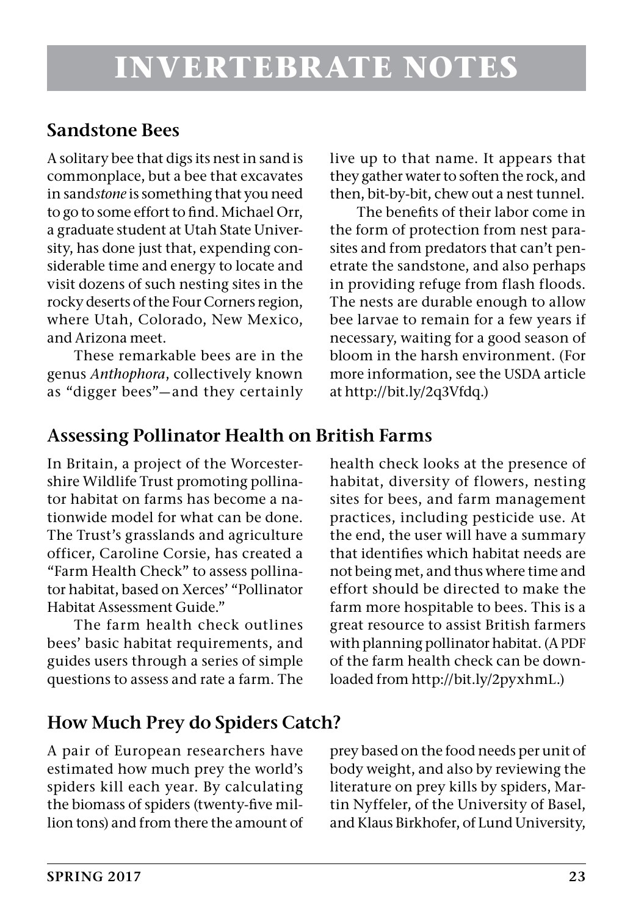# INVERTEBRATE NOTES

## Sandstone Bees

A solitary bee that digs its nest in sand is commonplace, but a bee that excavates in sand*stone* is something that you need to go to some effort to find. Michael Orr, a graduate student at Utah State University, has done just that, expending considerable time and energy to locate and visit dozens of such nesting sites in the rocky deserts of the Four Corners region, where Utah, Colorado, New Mexico, and Arizona meet.

These remarkable bees are in the genus *Anthophora*, collectively known as "digger bees"—and they certainly live up to that name. It appears that they gather water to soften the rock, and then, bit-by-bit, chew out a nest tunnel.

The benefits of their labor come in the form of protection from nest parasites and from predators that can't penetrate the sandstone, and also perhaps in providing refuge from flash floods. The nests are durable enough to allow bee larvae to remain for a few years if necessary, waiting for a good season of bloom in the harsh environment. (For more information, see the USDA article at http://bit.ly/2q3Vfdq.)

## Assessing Pollinator Health on British Farms

In Britain, a project of the Worcestershire Wildlife Trust promoting pollinator habitat on farms has become a nationwide model for what can be done. The Trust's grasslands and agriculture officer, Caroline Corsie, has created a "Farm Health Check" to assess pollinator habitat, based on Xerces' "Pollinator Habitat Assessment Guide."

The farm health check outlines bees' basic habitat requirements, and guides users through a series of simple questions to assess and rate a farm. The health check looks at the presence of habitat, diversity of flowers, nesting sites for bees, and farm management practices, including pesticide use. At the end, the user will have a summary that identifies which habitat needs are not being met, and thus where time and effort should be directed to make the farm more hospitable to bees. This is a great resource to assist British farmers with planning pollinator habitat. (A PDF of the farm health check can be downloaded from http://bit.ly/2pyxhmL.)

## How Much Prey do Spiders Catch?

A pair of European researchers have estimated how much prey the world's spiders kill each year. By calculating the biomass of spiders (twenty-five million tons) and from there the amount of prey based on the food needs per unit of body weight, and also by reviewing the literature on prey kills by spiders, Martin Nyffeler, of the University of Basel, and Klaus Birkhofer, of Lund University,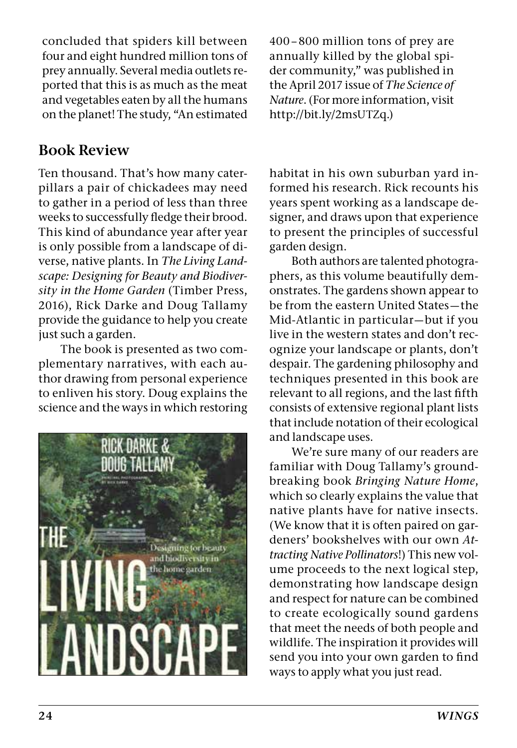concluded that spiders kill between four and eight hundred million tons of prey annually. Several media outlets reported that this is as much as the meat and vegetables eaten by all the humans on the planet! The study, "An estimated 400–800 million tons of prey are annually killed by the global spider community," was published in the April 2017 issue of *The Science of Nature*. (For more information, visit http://bit.ly/2msUTZq.)

## Book Review

Ten thousand. That's how many caterpillars a pair of chickadees may need to gather in a period of less than three weeks to successfully fledge their brood. This kind of abundance year after year is only possible from a landscape of diverse, native plants. In *The Living Landscape: Designing for Beauty and Biodiversity in the Home Garden* (Timber Press, 2016), Rick Darke and Doug Tallamy provide the guidance to help you create just such a garden.

The book is presented as two complementary narratives, with each author drawing from personal experience to enliven his story. Doug explains the science and the ways in which restoring habitat in his own suburban yard informed his research. Rick recounts his years spent working as a landscape designer, and draws upon that experience to present the principles of successful garden design.

Both authors are talented photographers, as this volume beautifully demonstrates. The gardens shown appear to be from the eastern United States—the Mid-Atlantic in particular—but if you live in the western states and don't recognize your landscape or plants, don't despair. The gardening philosophy and techniques presented in this book are relevant to all regions, and the last fifth consists of extensive regional plant lists that include notation of their ecological and landscape uses.

We're sure many of our readers are familiar with Doug Tallamy's groundbreaking book *Bringing Nature Home*, which so clearly explains the value that native plants have for native insects. (We know that it is often paired on gardeners' bookshelves with our own *Attracting Native Pollinators*!) This new volume proceeds to the next logical step, demonstrating how landscape design and respect for nature can be combined to create ecologically sound gardens that meet the needs of both people and wildlife. The inspiration it provides will send you into your own garden to find ways to apply what you just read.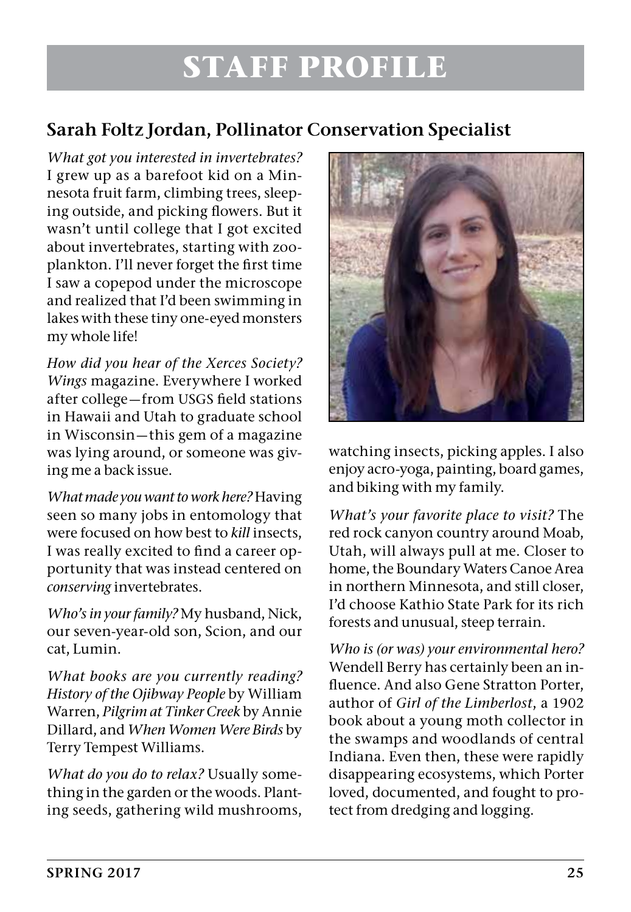# STAFF PROFILE

## Sarah Foltz Jordan, Pollinator Conservation Specialist

*What got you interested in invertebrates?* I grew up as a barefoot kid on a Minnesota fruit farm, climbing trees, sleeping outside, and picking flowers. But it wasn't until college that I got excited about invertebrates, starting with zooplankton. I'll never forget the first time I saw a copepod under the microscope and realized that I'd been swimming in lakes with these tiny one-eyed monsters my whole life!

*How did you hear of the Xerces Society?* *Wings* magazine. Everywhere I worked after college—from USGS field stations in Hawaii and Utah to graduate school in Wisconsin—this gem of a magazine was lying around, or someone was giving me a back issue.

*What made you want to work here?* Having seen so many jobs in entomology that were focused on how best to *kill* insects, I was really excited to find a career opportunity that was instead centered on *conserving* invertebrates.

*Who's in your family?* My husband, Nick, our seven-year-old son, Scion, and our cat, Lumin.

*What books are you currently reading?* *History of the Ojibway People* by William Warren, *Pilgrim at Tinker Creek* by Annie Dillard, and *When Women Were Birds* by Terry Tempest Williams.

*What do you do to relax?* Usually something in the garden or the woods. Planting seeds, gathering wild mushrooms, watching insects, picking apples. I also enjoy acro-yoga, painting, board games, and biking with my family.

*What's your favorite place to visit?* The red rock canyon country around Moab, Utah, will always pull at me. Closer to home, the Boundary Waters Canoe Area in northern Minnesota, and still closer, I'd choose Kathio State Park for its rich forests and unusual, steep terrain.

*Who is (or was) your environmental hero?* Wendell Berry has certainly been an influence. And also Gene Stratton Porter, author of *Girl of the Limberlost*, a 1902 book about a young moth collector in the swamps and woodlands of central Indiana. Even then, these were rapidly disappearing ecosystems, which Porter loved, documented, and fought to protect from dredging and logging.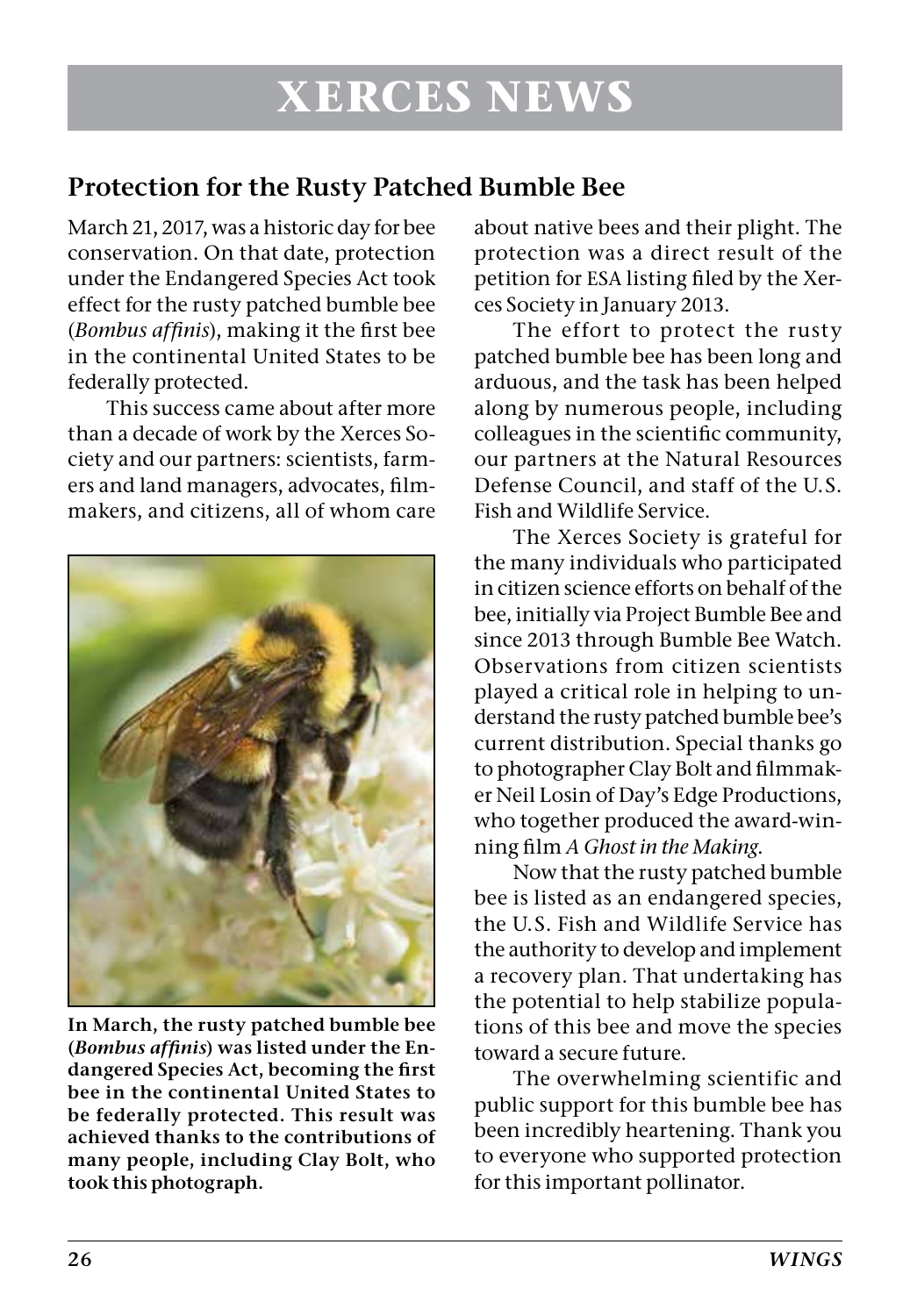# XERCES NEWS

## Protection for the Rusty Patched Bumble Bee

March 21, 2017, was a historic day for bee conservation. On that date, protection under the Endangered Species Act took effect for the rusty patched bumble bee (*Bombus affinis*), making it the first bee in the continental United States to be federally protected.

This success came about after more than a decade of work by the Xerces Society and our partners: scientists, farmers and land managers, advocates, filmmakers, and citizens, all of whom care about native bees and their plight. The protection was a direct result of the petition for ESA listing filed by the Xerces Society in January 2013.

**In March, the rusty patched bumble bee (*Bombus affinis*) was listed under the Endangered Species Act, becoming the first bee in the continental United States to be federally protected. This result was achieved thanks to the contributions of many people, including Clay Bolt, who took this photograph.**

The effort to protect the rusty patched bumble bee has been long and arduous, and the task has been helped along by numerous people, including colleagues in the scientific community, our partners at the Natural Resources Defense Council, and staff of the U.S. Fish and Wildlife Service.

The Xerces Society is grateful for the many individuals who participated in citizen science efforts on behalf of the bee, initially via Project Bumble Bee and since 2013 through Bumble Bee Watch. Observations from citizen scientists played a critical role in helping to understand the rusty patched bumble bee's current distribution. Special thanks go to photographer Clay Bolt and filmmaker Neil Losin of Day's Edge Productions, who together produced the award-winning film *A Ghost in the Making*.

Now that the rusty patched bumble bee is listed as an endangered species, the U.S. Fish and Wildlife Service has the authority to develop and implement a recovery plan. That undertaking has the potential to help stabilize populations of this bee and move the species toward a secure future.

The overwhelming scientific and public support for this bumble bee has been incredibly heartening. Thank you to everyone who supported protection for this important pollinator.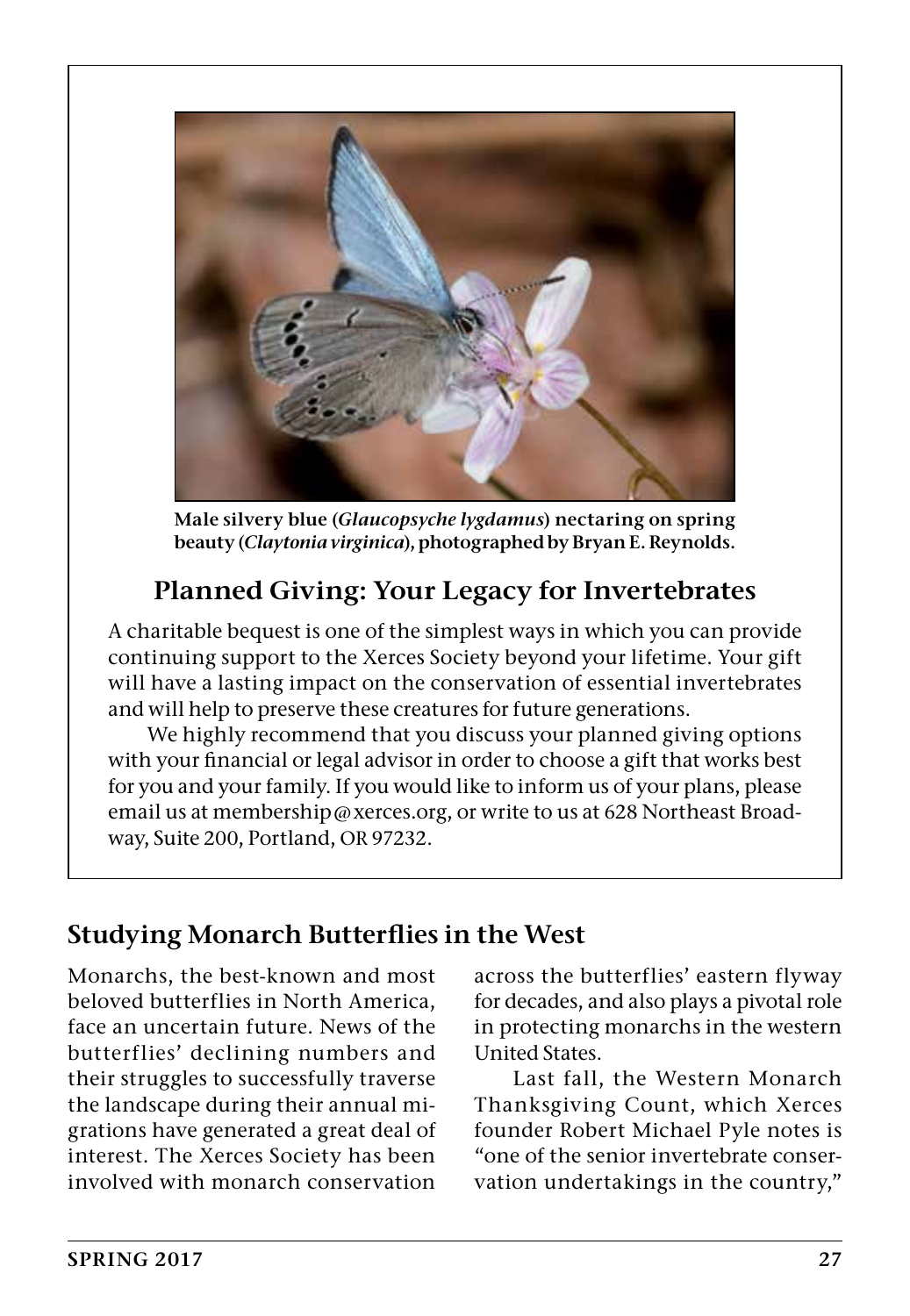Male silvery blue (*Glaucopsyche lygdamus*) nectaring on spring beauty (*Claytonia virginica*), photographed by Bryan E. Reynolds.

## Planned Giving: Your Legacy for Invertebrates

A charitable bequest is one of the simplest ways in which you can provide continuing support to the Xerces Society beyond your lifetime. Your gift will have a lasting impact on the conservation of essential invertebrates and will help to preserve these creatures for future generations.

We highly recommend that you discuss your planned giving options with your financial or legal advisor in order to choose a gift that works best for you and your family. If you would like to inform us of your plans, please email us at membership@xerces.org, or write to us at 628 Northeast Broadway, Suite 200, Portland, OR 97232.

## Studying Monarch Butterflies in the West

Monarchs, the best-known and most beloved butterflies in North America, face an uncertain future. News of the butterflies' declining numbers and their struggles to successfully traverse the landscape during their annual migrations have generated a great deal of interest. The Xerces Society has been involved with monarch conservation across the butterflies' eastern flyway for decades, and also plays a pivotal role in protecting monarchs in the western United States.

Last fall, the Western Monarch Thanksgiving Count, which Xerces founder Robert Michael Pyle notes is "one of the senior invertebrate conservation undertakings in the country,"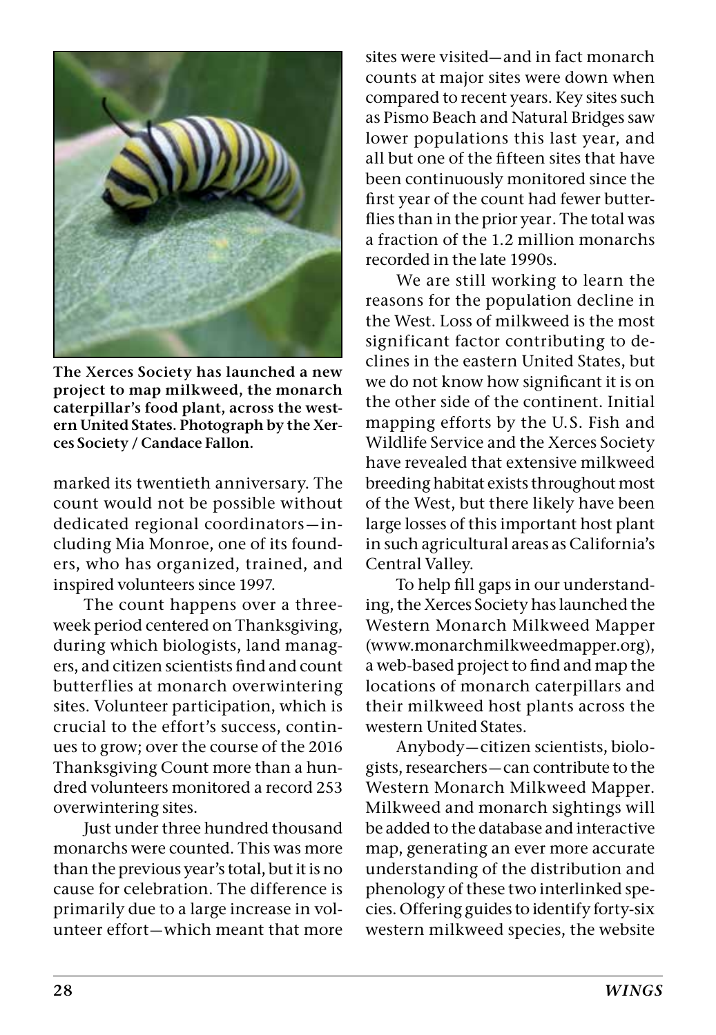The Xerces Society has launched a new project to map milkweed, the monarch caterpillar's food plant, across the western United States. Photograph by the Xerces Society / Candace Fallon.

marked its twentieth anniversary. The count would not be possible without dedicated regional coordinators—including Mia Monroe, one of its founders, who has organized, trained, and inspired volunteers since 1997.

The count happens over a three-week period centered on Thanksgiving, during which biologists, land managers, and citizen scientists find and count butterflies at monarch overwintering sites. Volunteer participation, which is crucial to the effort's success, continues to grow; over the course of the 2016 Thanksgiving Count more than a hundred volunteers monitored a record 253 overwintering sites.

Just under three hundred thousand monarchs were counted. This was more than the previous year's total, but it is no cause for celebration. The difference is primarily due to a large increase in volunteer effort—which meant that more sites were visited—and in fact monarch counts at major sites were down when compared to recent years. Key sites such as Pismo Beach and Natural Bridges saw lower populations this last year, and all but one of the fifteen sites that have been continuously monitored since the first year of the count had fewer butterflies than in the prior year. The total was a fraction of the 1.2 million monarchs recorded in the late 1990s.

We are still working to learn the reasons for the population decline in the West. Loss of milkweed is the most significant factor contributing to declines in the eastern United States, but we do not know how significant it is on the other side of the continent. Initial mapping efforts by the U.S. Fish and Wildlife Service and the Xerces Society have revealed that extensive milkweed breeding habitat exists throughout most of the West, but there likely have been large losses of this important host plant in such agricultural areas as California's Central Valley.

To help fill gaps in our understanding, the Xerces Society has launched the Western Monarch Milkweed Mapper (www.monarchmilkweedmapper.org), a web-based project to find and map the locations of monarch caterpillars and their milkweed host plants across the western United States.

Anybody—citizen scientists, biologists, researchers—can contribute to the Western Monarch Milkweed Mapper. Milkweed and monarch sightings will be added to the database and interactive map, generating an ever more accurate understanding of the distribution and phenology of these two interlinked species. Offering guides to identify forty-six western milkweed species, the website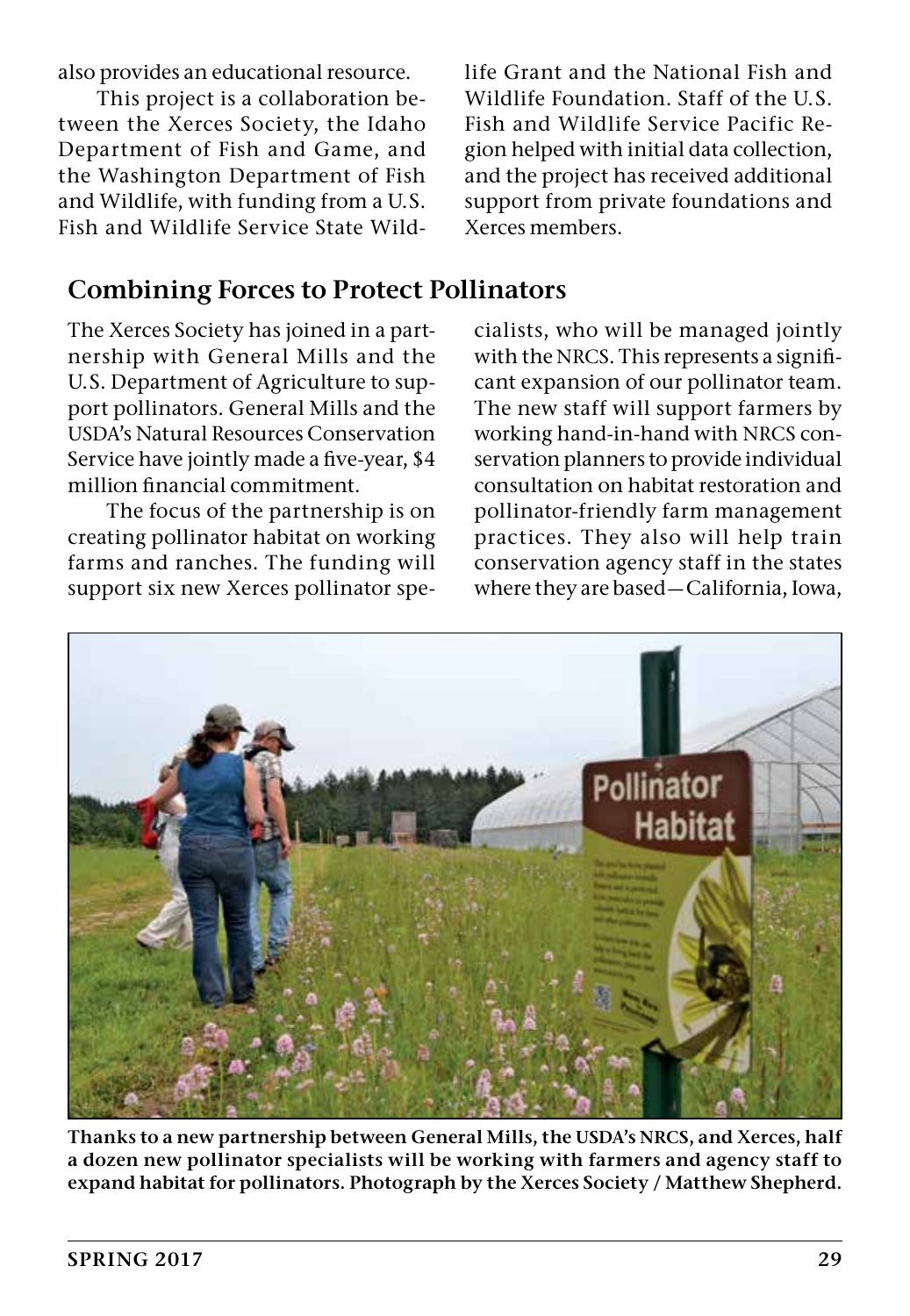also provides an educational resource.

This project is a collaboration between the Xerces Society, the Idaho Department of Fish and Game, and the Washington Department of Fish and Wildlife, with funding from a U.S. Fish and Wildlife Service State Wildlife Grant and the National Fish and Wildlife Foundation. Staff of the U.S. Fish and Wildlife Service Pacific Region helped with initial data collection, and the project has received additional support from private foundations and Xerces members.

## Combining Forces to Protect Pollinators

The Xerces Society has joined in a partnership with General Mills and the U.S. Department of Agriculture to support pollinators. General Mills and the USDA's Natural Resources Conservation Service have jointly made a five-year, $4 million financial commitment.

The focus of the partnership is on creating pollinator habitat on working farms and ranches. The funding will support six new Xerces pollinator specialists, who will be managed jointly with the NRCS. This represents a significant expansion of our pollinator team. The new staff will support farmers by working hand-in-hand with NRCS conservation planners to provide individual consultation on habitat restoration and pollinator-friendly farm management practices. They also will help train conservation agency staff in the states where they are based—California, Iowa,

**Thanks to a new partnership between General Mills, the USDA's NRCS, and Xerces, half a dozen new pollinator specialists will be working with farmers and agency staff to expand habitat for pollinators. Photograph by the Xerces Society / Matthew Shepherd.**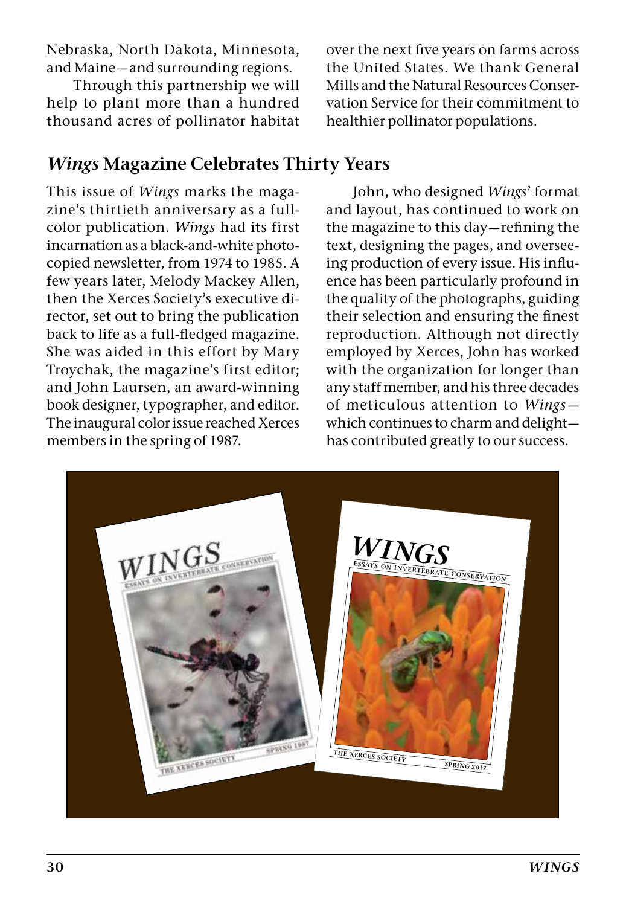Nebraska, North Dakota, Minnesota, and Maine—and surrounding regions.

Through this partnership we will help to plant more than a hundred thousand acres of pollinator habitat over the next five years on farms across the United States. We thank General Mills and the Natural Resources Conservation Service for their commitment to healthier pollinator populations.

## *Wings* Magazine Celebrates Thirty Years

This issue of *Wings* marks the magazine's thirtieth anniversary as a full-color publication. *Wings* had its first incarnation as a black-and-white photocopied newsletter, from 1974 to 1985. A few years later, Melody Mackey Allen, then the Xerces Society's executive director, set out to bring the publication back to life as a full-fledged magazine. She was aided in this effort by Mary Troychak, the magazine's first editor; and John Laursen, an award-winning book designer, typographer, and editor. The inaugural color issue reached Xerces members in the spring of 1987.

John, who designed *Wings*' format and layout, has continued to work on the magazine to this day—refining the text, designing the pages, and overseeing production of every issue. His influence has been particularly profound in the quality of the photographs, guiding their selection and ensuring the finest reproduction. Although not directly employed by Xerces, John has worked with the organization for longer than any staff member, and his three decades of meticulous attention to *Wings*—which continues to charm and delight—has contributed greatly to our success.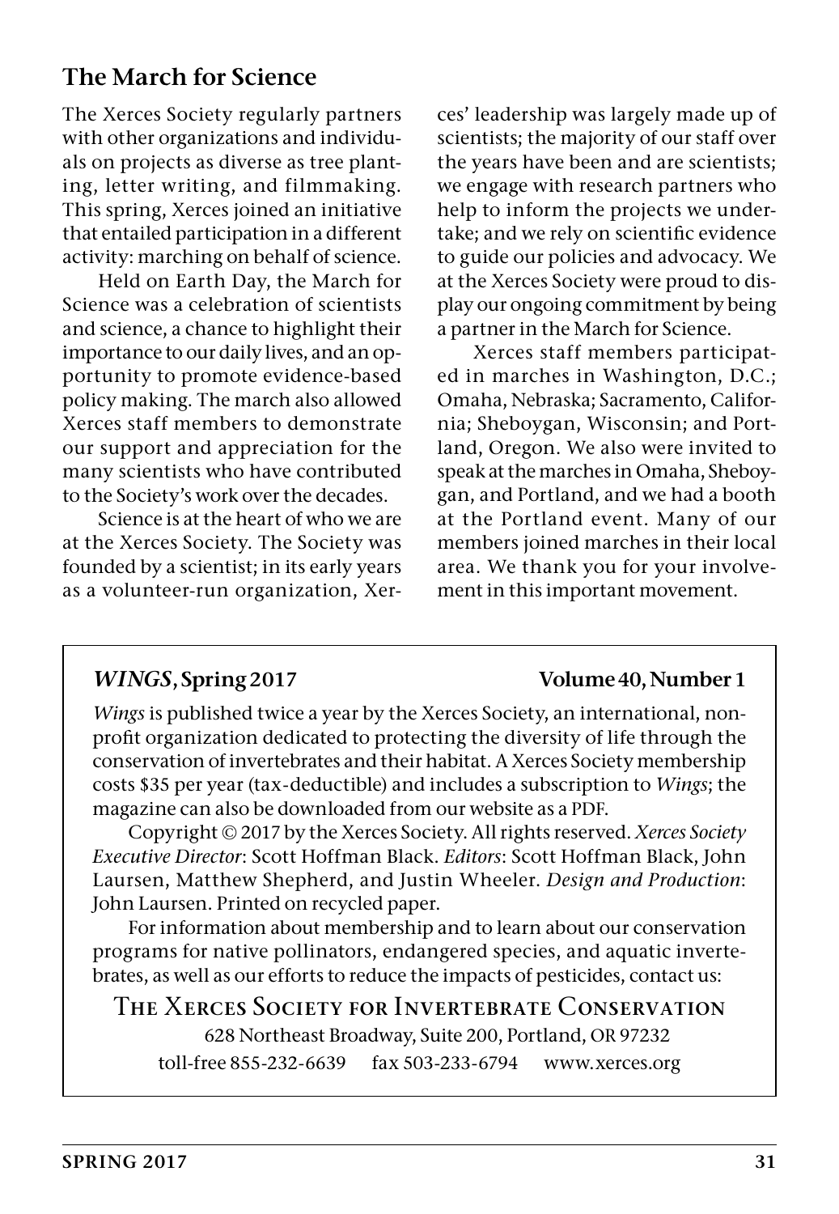## The March for Science

The Xerces Society regularly partners with other organizations and individuals on projects as diverse as tree planting, letter writing, and filmmaking. This spring, Xerces joined an initiative that entailed participation in a different activity: marching on behalf of science.

Held on Earth Day, the March for Science was a celebration of scientists and science, a chance to highlight their importance to our daily lives, and an opportunity to promote evidence-based policy making. The march also allowed Xerces staff members to demonstrate our support and appreciation for the many scientists who have contributed to the Society's work over the decades.

Science is at the heart of who we are at the Xerces Society. The Society was founded by a scientist; in its early years as a volunteer-run organization, Xerces' leadership was largely made up of scientists; the majority of our staff over the years have been and are scientists; we engage with research partners who help to inform the projects we undertake; and we rely on scientific evidence to guide our policies and advocacy. We at the Xerces Society were proud to display our ongoing commitment by being a partner in the March for Science.

Xerces staff members participated in marches in Washington, D.C.; Omaha, Nebraska; Sacramento, California; Sheboygan, Wisconsin; and Portland, Oregon. We also were invited to speak at the marches in Omaha, Sheboygan, and Portland, and we had a booth at the Portland event. Many of our members joined marches in their local area. We thank you for your involvement in this important movement.

---

**_WINGS_, Spring 2017** — **Volume 40, Number 1**

*Wings* is published twice a year by the Xerces Society, an international, nonprofit organization dedicated to protecting the diversity of life through the conservation of invertebrates and their habitat. A Xerces Society membership costs $35 per year (tax-deductible) and includes a subscription to *Wings*; the magazine can also be downloaded from our website as a PDF.

Copyright © 2017 by the Xerces Society. All rights reserved. *Xerces Society Executive Director*: Scott Hoffman Black. *Editors*: Scott Hoffman Black, John Laursen, Matthew Shepherd, and Justin Wheeler. *Design and Production*: John Laursen. Printed on recycled paper.

For information about membership and to learn about our conservation programs for native pollinators, endangered species, and aquatic invertebrates, as well as our efforts to reduce the impacts of pesticides, contact us:

**The Xerces Society for Invertebrate Conservation**
628 Northeast Broadway, Suite 200, Portland, OR 97232
toll-free 855-232-6639 fax 503-233-6794 www.xerces.org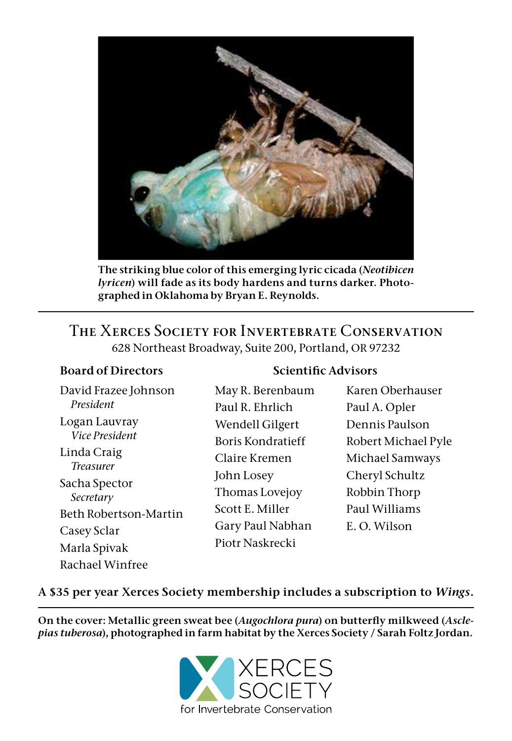**The striking blue color of this emerging lyric cicada (*Neotibicen lyricen*) will fade as its body hardens and turns darker. Photographed in Oklahoma by Bryan E. Reynolds.**

---

## The Xerces Society for Invertebrate Conservation

628 Northeast Broadway, Suite 200, Portland, OR 97232

### Board of Directors

David Frazee Johnson
*President*

Logan Lauvray
*Vice President*

Linda Craig
*Treasurer*

Sacha Spector
*Secretary*

Beth Robertson-Martin

Casey Sclar

Marla Spivak

Rachael Winfree

### Scientific Advisors

May R. Berenbaum
Paul R. Ehrlich
Wendell Gilgert
Boris Kondratieff
Claire Kremen
John Losey
Thomas Lovejoy
Scott E. Miller
Gary Paul Nabhan
Piotr Naskrecki
Karen Oberhauser
Paul A. Opler
Dennis Paulson
Robert Michael Pyle
Michael Samways
Cheryl Schultz
Robbin Thorp
Paul Williams
E. O. Wilson

**A $35 per year Xerces Society membership includes a subscription to *Wings*.**

---

**On the cover: Metallic green sweat bee (*Augochlora pura*) on butterfly milkweed (*Asclepias tuberosa*), photographed in farm habitat by the Xerces Society / Sarah Foltz Jordan.**

XERCES SOCIETY
for Invertebrate Conservation